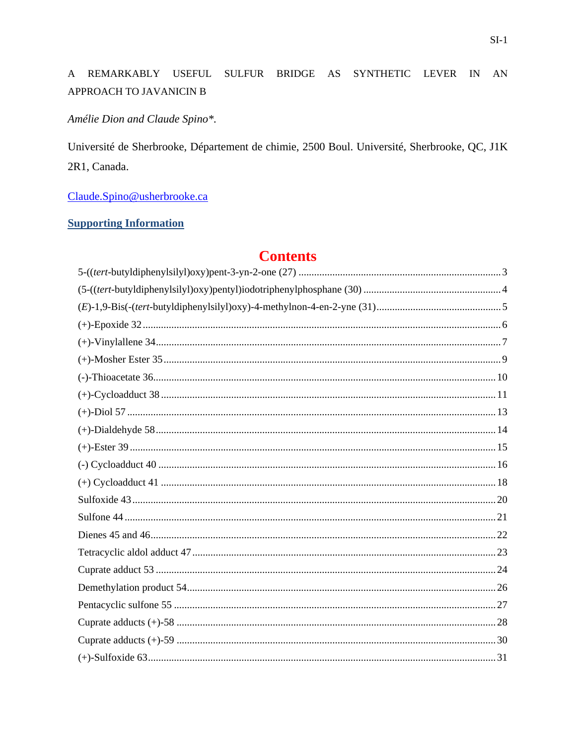A REMARKABLY USEFUL SULFUR BRIDGE AS SYNTHETIC LEVER IN AN APPROACH TO JAVANICIN B

*Amélie Dion and Claude Spino\*.*

Université de Sherbrooke, Département de chimie, 2500 Boul. Université, Sherbrooke, QC, J1K 2R1, Canada.

Claude.Spino@usherbrooke.ca

**Supporting Information**

# Contents

5-((*tert*-butyldiphenylsilyl)oxy)pent-3-yn-2-one (27) .......... 3

(5-((*tert*-butyldiphenylsilyl)oxy)pentyl)iodotriphenylphosphane (30) .......... 4

(*E*)-1,9-Bis(-(*tert*-butyldiphenylsilyl)oxy)-4-methylnon-4-en-2-yne (31) .......... 5

(+)-Epoxide 32 .......... 6

(+)-Vinylallene 34 .......... 7

(+)-Mosher Ester 35 .......... 9

(-)-Thioacetate 36 .......... 10

(+)-Cycloadduct 38 .......... 11

(+)-Diol 57 .......... 13

(+)-Dialdehyde 58 .......... 14

(+)-Ester 39 .......... 15

(-) Cycloadduct 40 .......... 16

(+) Cycloadduct 41 .......... 18

Sulfoxide 43 .......... 20

Sulfone 44 .......... 21

Dienes 45 and 46 .......... 22

Tetracyclic aldol adduct 47 .......... 23

Cuprate adduct 53 .......... 24

Demethylation product 54 .......... 26

Pentacyclic sulfone 55 .......... 27

Cuprate adducts (+)-58 .......... 28

Cuprate adducts (+)-59 .......... 30

(+)-Sulfoxide 63 .......... 31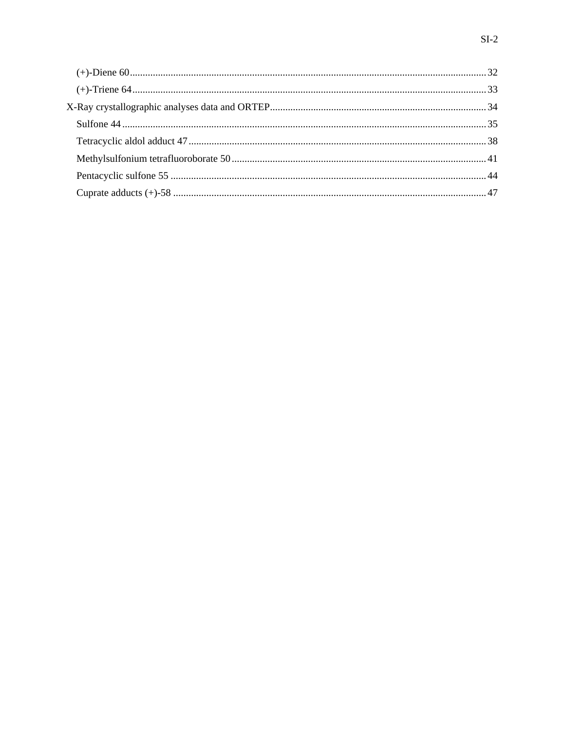(+)-Diene 60 ..... 32

(+)-Triene 64 ..... 33

X-Ray crystallographic analyses data and ORTEP ..... 34

Sulfone 44 ..... 35

Tetracyclic aldol adduct 47 ..... 38

Methylsulfonium tetrafluoroborate 50 ..... 41

Pentacyclic sulfone 55 ..... 44

Cuprate adducts (+)-58 ..... 47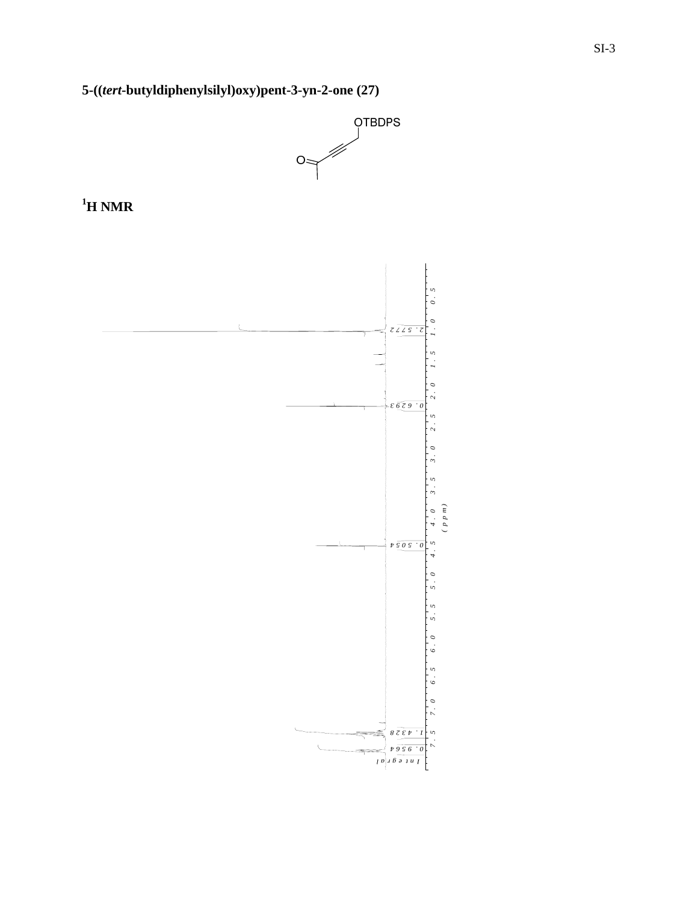**5-((*tert*-butyldiphenylsilyl)oxy)pent-3-yn-2-one (27)**

OTBDPS

O

**[1]H NMR**

0.5
1.0
1.5
2.0
2.5
3.0
3.5
4.0
4.5
5.0
5.5
6.0
6.5
7.0
7.5
(ppm)

2.5772
0.6293
0.5054
1.4328
0.9564
Integral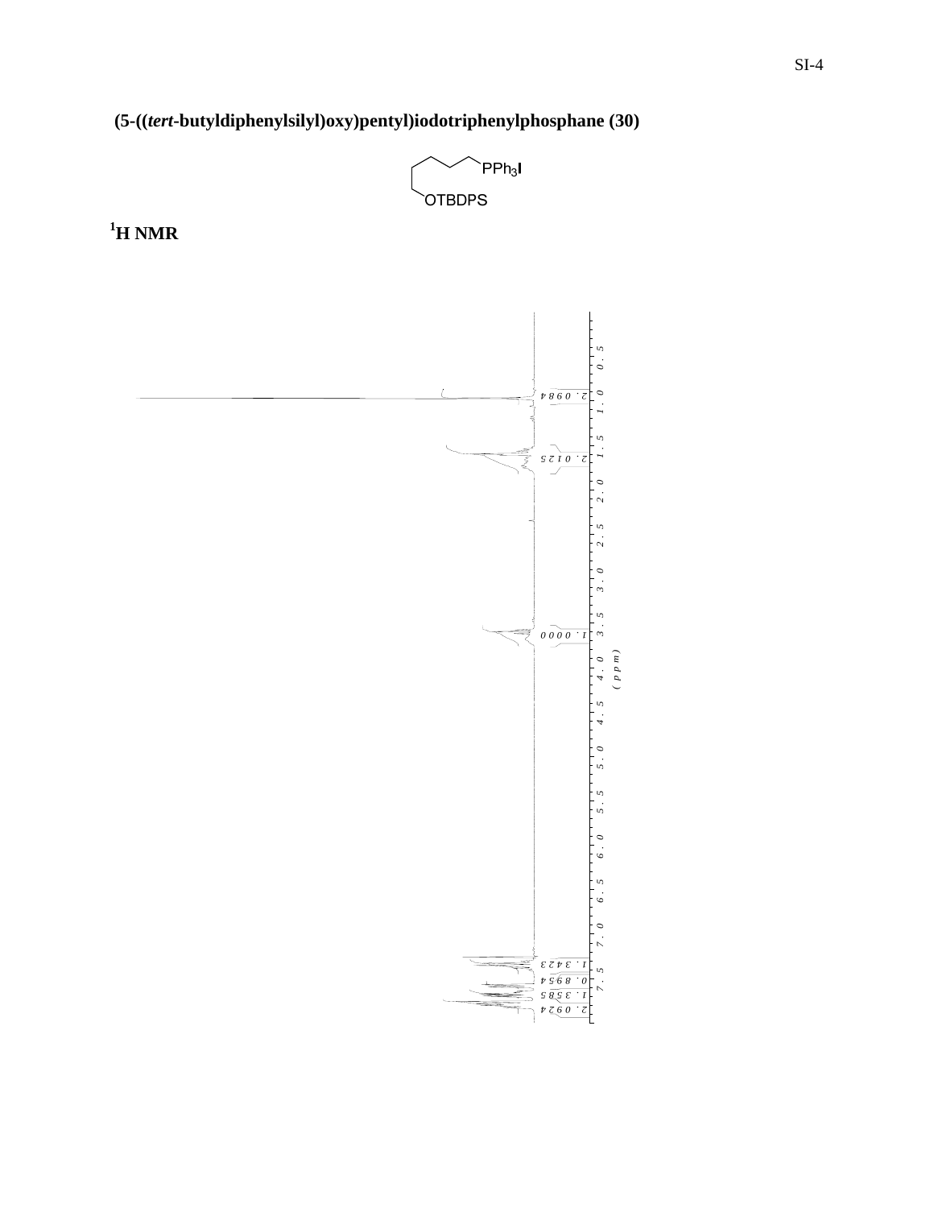**(5-((*tert*-butyldiphenylsilyl)oxy)pentyl)iodotriphenylphosphane (30)**

PPh3I

OTBDPS

**[1]H NMR**

0.5
1.0
1.5
2.0
2.5
3.0
3.5
4.0
4.5
5.0
5.5
6.0
6.5
7.0
7.5
(ppm)

2.0984
2.0125
1.0000
1.3423
0.8954
1.3585
2.0924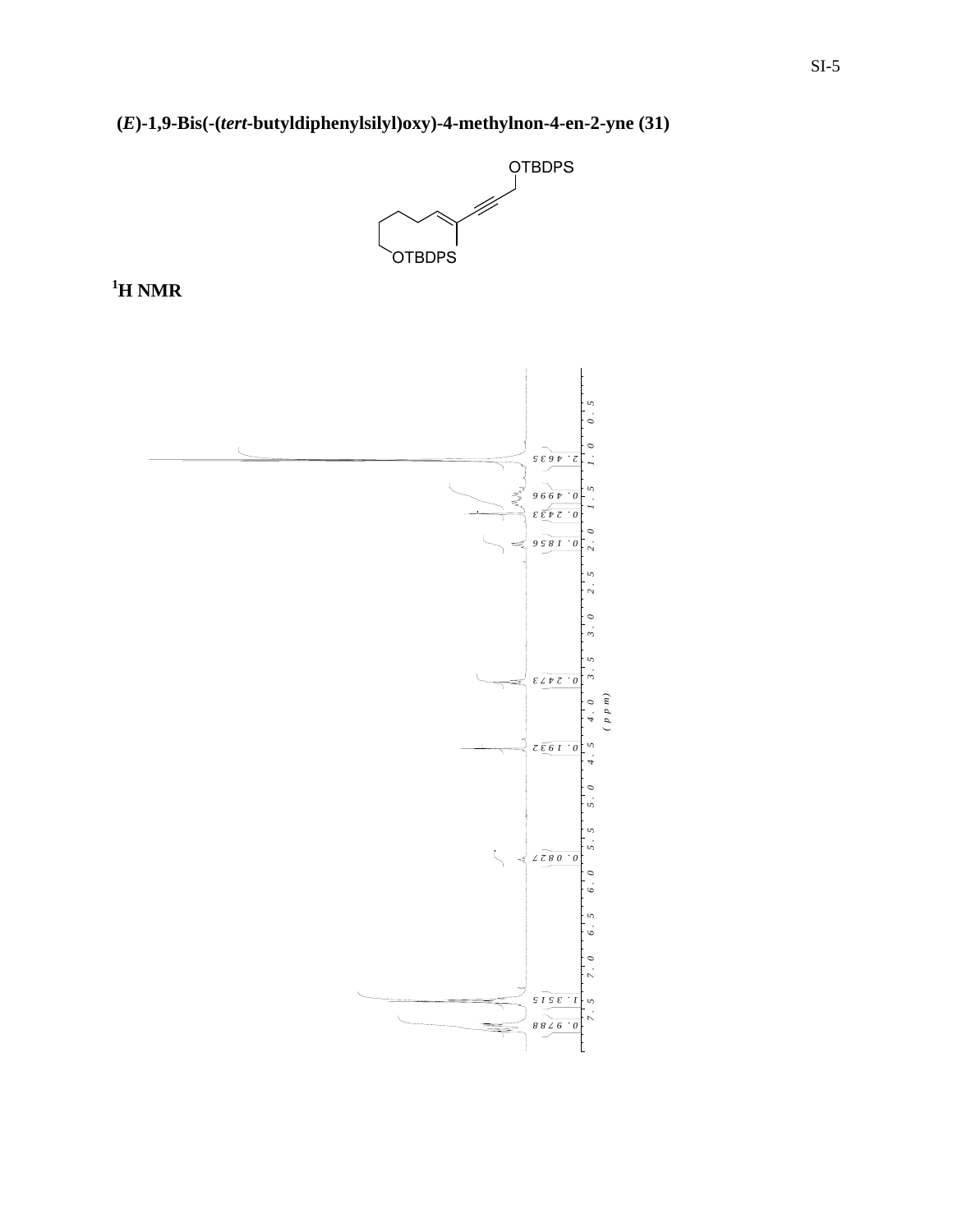**(*E*)-1,9-Bis(-(*tert*-butyldiphenylsilyl)oxy)-4-methylnon-4-en-2-yne (31)**

OTBDPS

OTBDPS

**[1]H NMR**

0.5
1.0
1.5
2.0
2.5
3.0
3.5
4.0
4.5
5.0
5.5
6.0
6.5
7.0
7.5
(ppm)

2.4635
0.4996
0.2433
0.1856
0.2473
0.1932
0.0827
1.3515
0.9788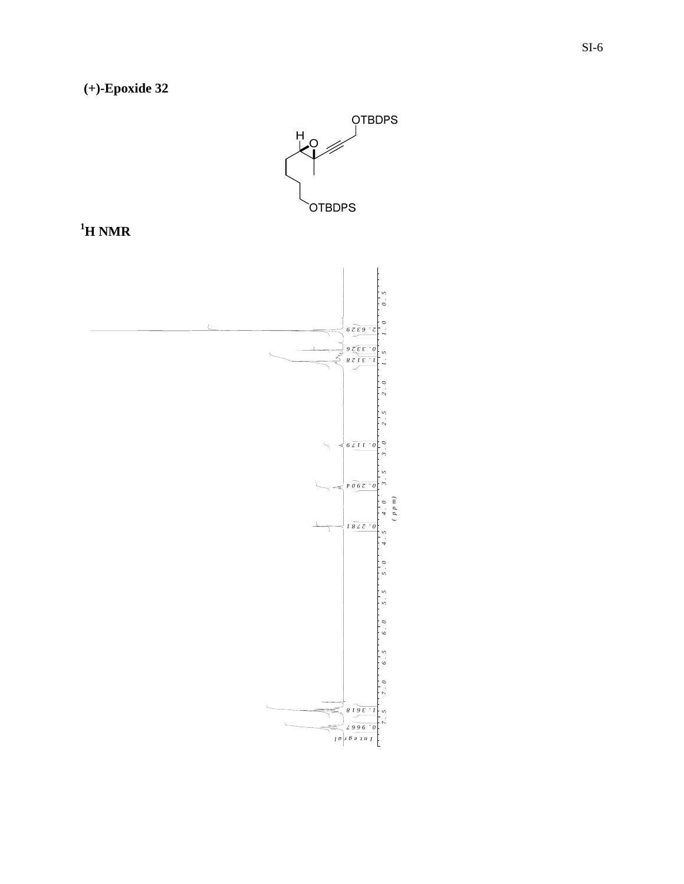**(+)-Epoxide 32**

OTBDPS

H

O

OTBDPS

**$^1$H NMR**

0.5
1.0
1.5
2.0
2.5
3.0
3.5
4.0
4.5
5.0
5.5
6.0
6.5
7.0
7.5
(ppm)

2.6329
0.3326
1.3128
0.1179
0.2904
0.2781
1.3618
0.9667
Integral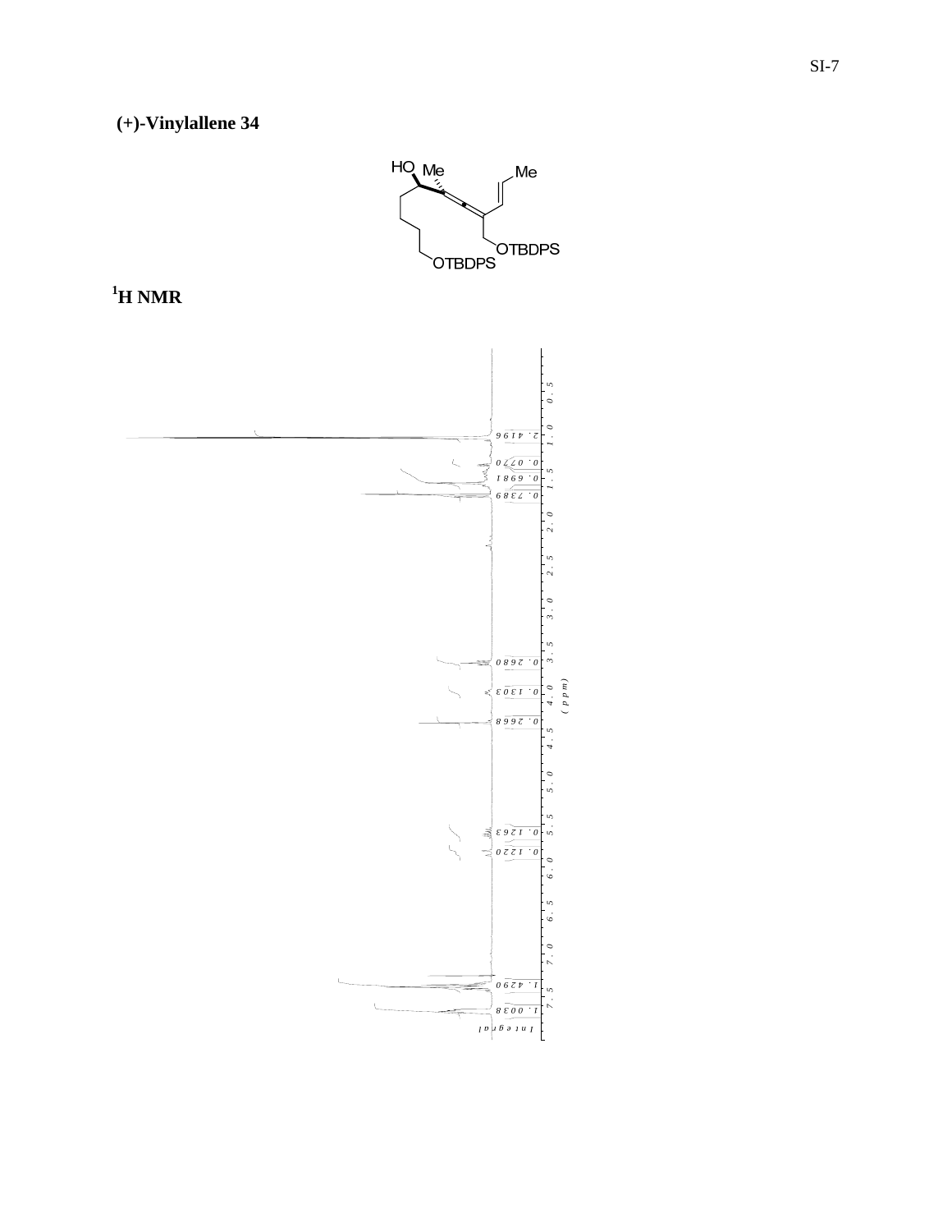**(+)-Vinylallene 34**

HO Me Me OTBDPS OTBDPS

**[1]H NMR**

0.5
1.0
1.5
2.0
2.5
3.0
3.5
4.0
4.5
5.0
5.5
6.0
6.5
7.0
7.5
(ppm)

2.4196
0.0770
0.6981
0.7389
0.2680
0.1303
0.2668
0.1263
0.1220
1.4290
1.0038
Integral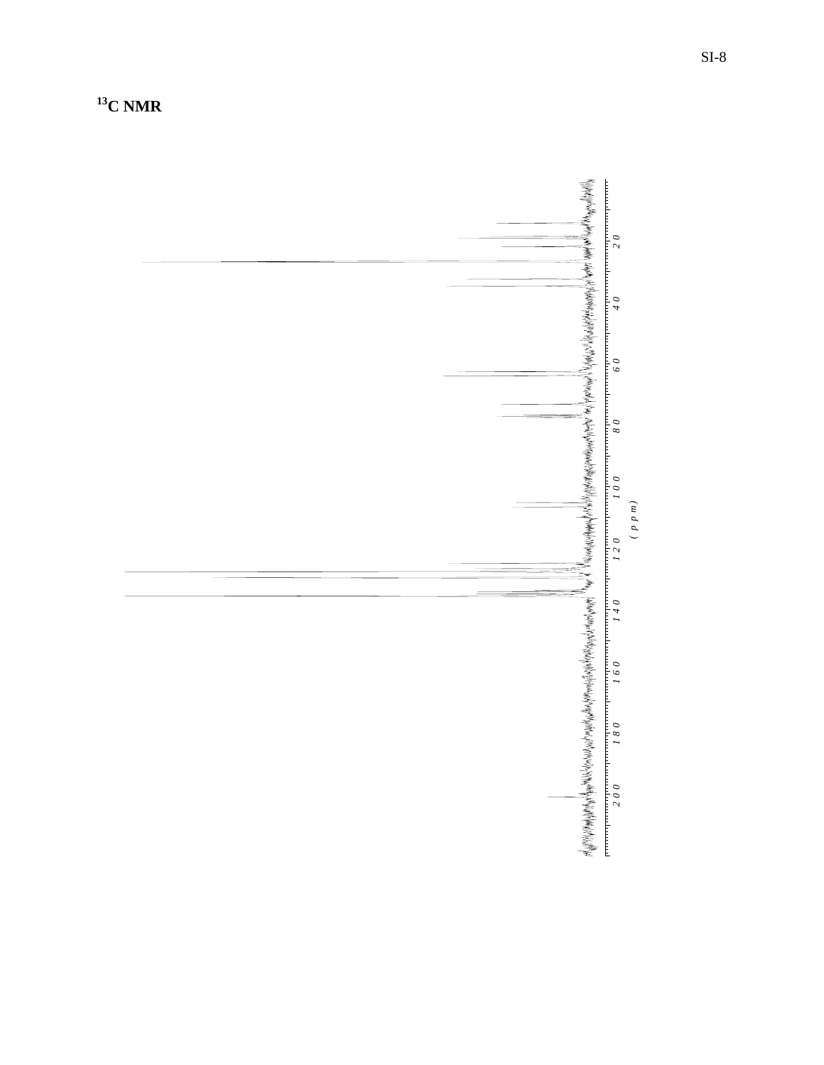## $^{13}C$ NMR

2 0

4 0

6 0

8 0

1 0 0

1 2 0

1 4 0

1 6 0

1 8 0

2 0 0

( p p m )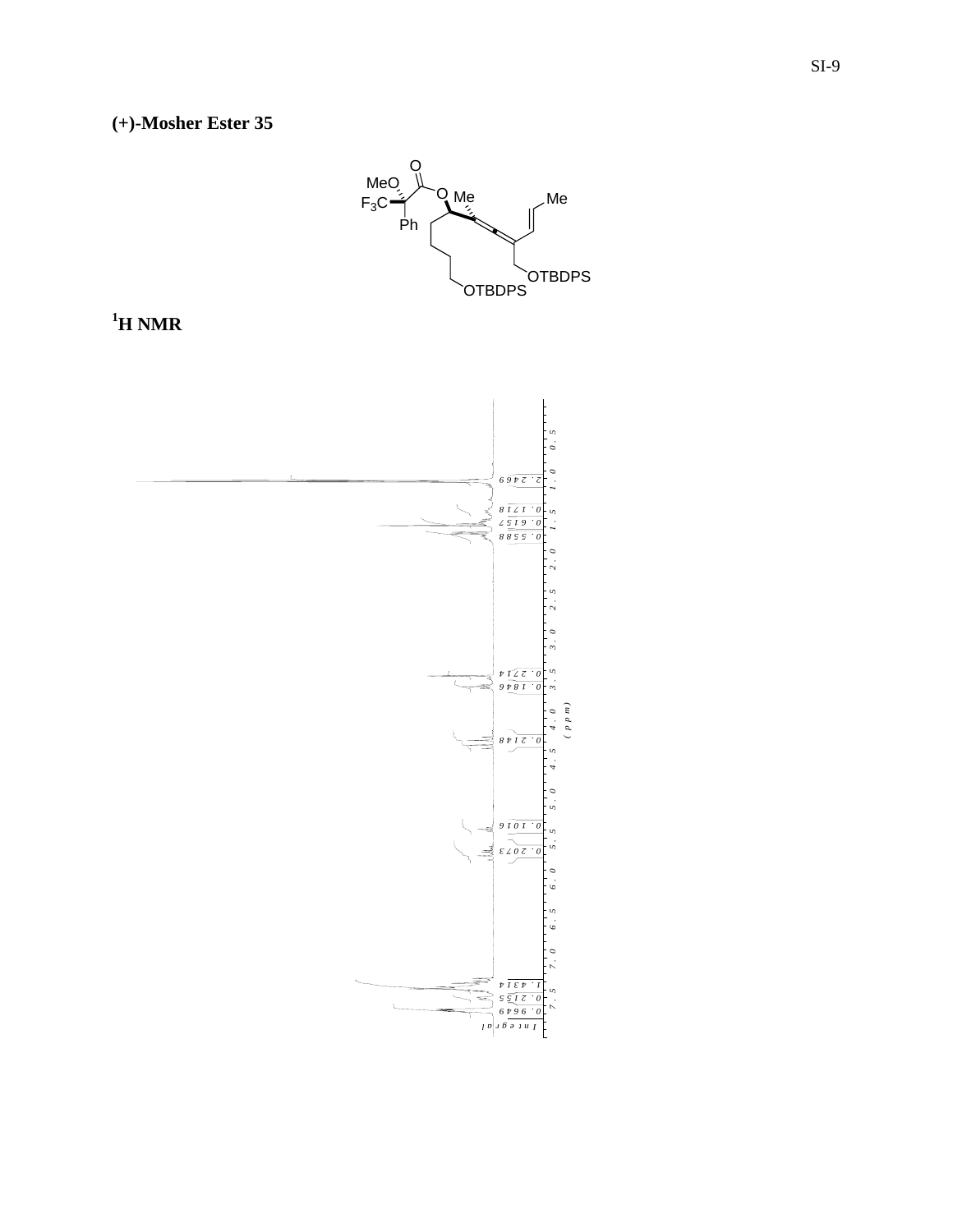**(+)-Mosher Ester 35**

MeO
$F_3C$
Ph
O
O
Me
Me
OTBDPS
OTBDPS

**[1]H NMR**

0.5
1.0
1.5
2.0
2.5
3.0
3.5
4.0
4.5
5.0
5.5
6.0
6.5
7.0
7.5
(ppm)

2.2469
0.1718
0.6157
0.5588
0.2714
0.1846
0.2148
0.1016
0.2073
1.4314
0.2155
0.9649
Integral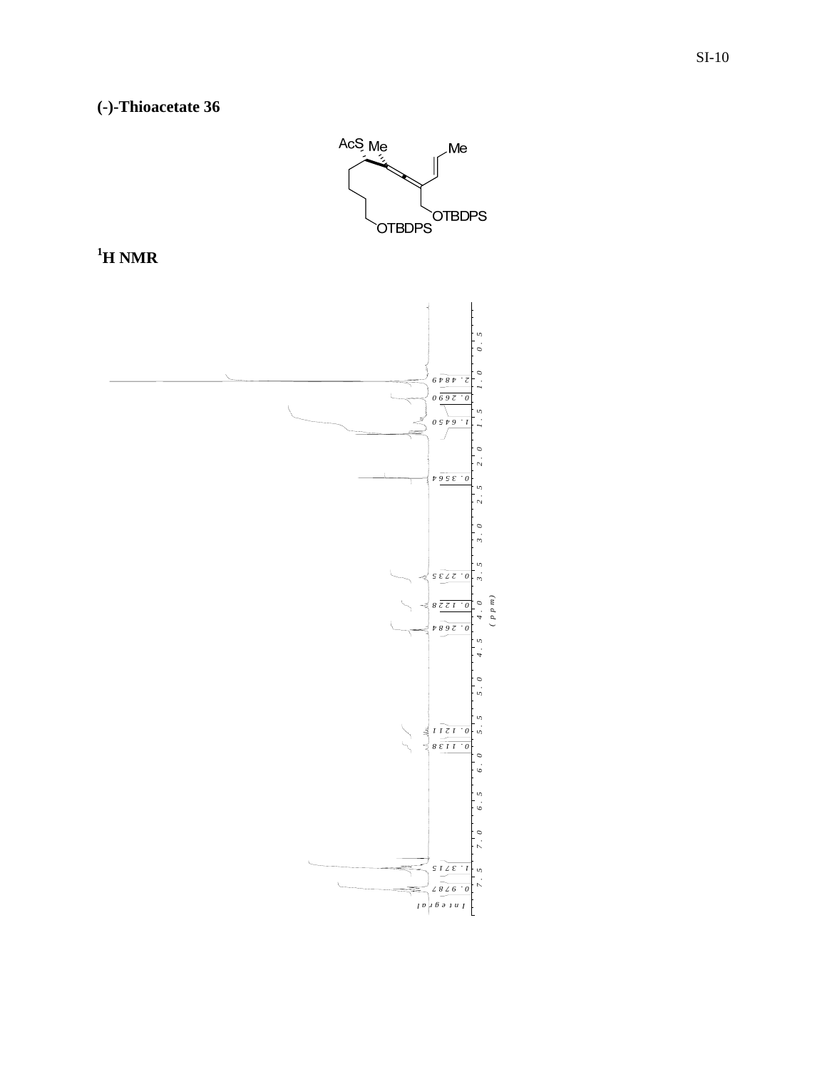**(-)-Thioacetate 36**

AcS Me

Me

OTBDPS

OTBDPS

**[1]H NMR**

0.5
1.0
1.5
2.0
2.5
3.0
3.5
4.0
4.5
5.0
5.5
6.0
6.5
7.0
7.5
(ppm)

2.4849
0.2690
1.6450
0.3564
0.2735
0.1228
0.2684
0.1211
0.1138
1.3715
0.9787
Integral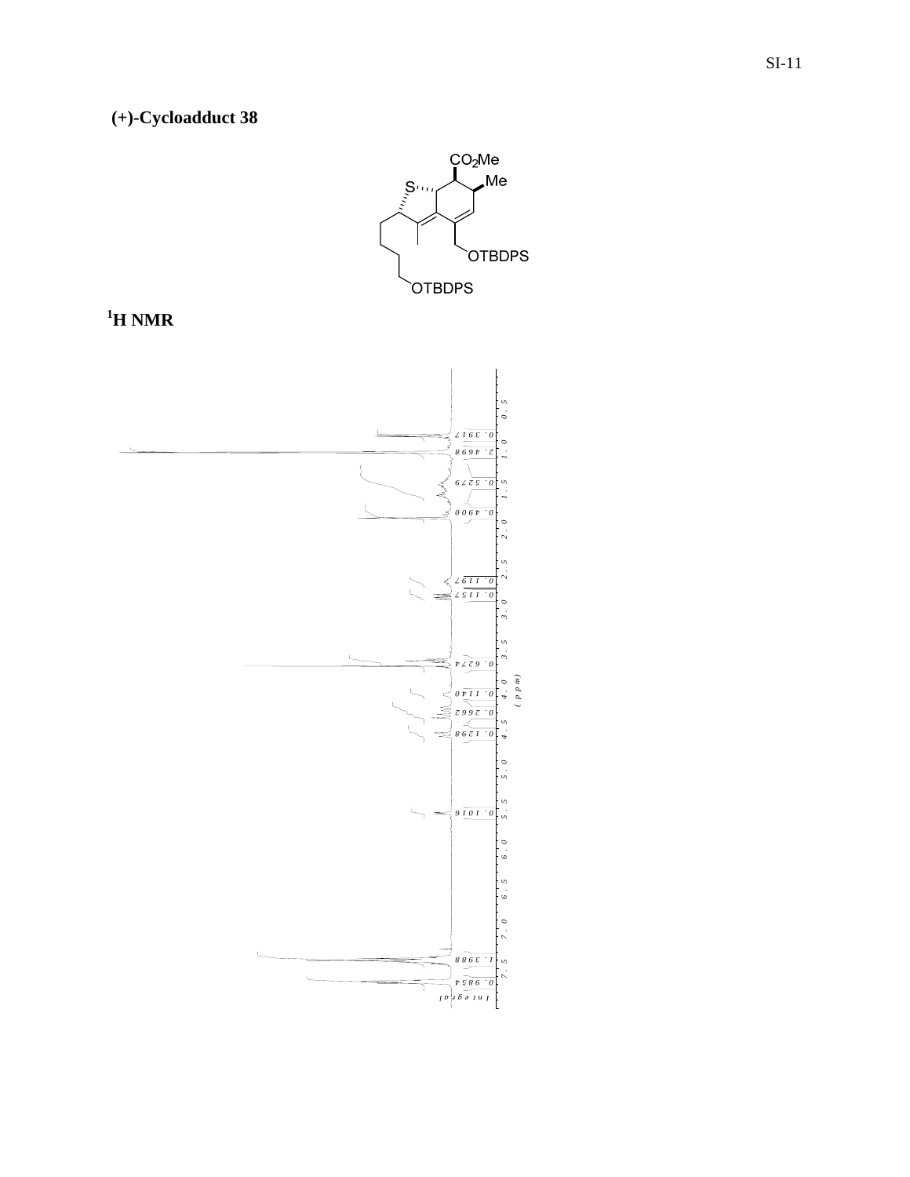**(+)-Cycloadduct 38**

CO$_2$Me
Me
S
OTBDPS
OTBDPS

**[1]H NMR**

0.3917
2.4698
0.5279
0.4900
0.1197
0.1157
0.6274
0.1140
0.2662
0.1298
0.1016
1.3988
0.9854
Integral

0.5
1.0
1.5
2.0
2.5
3.0
3.5
4.0
4.5
5.0
5.5
6.0
6.5
7.0
7.5
(ppm)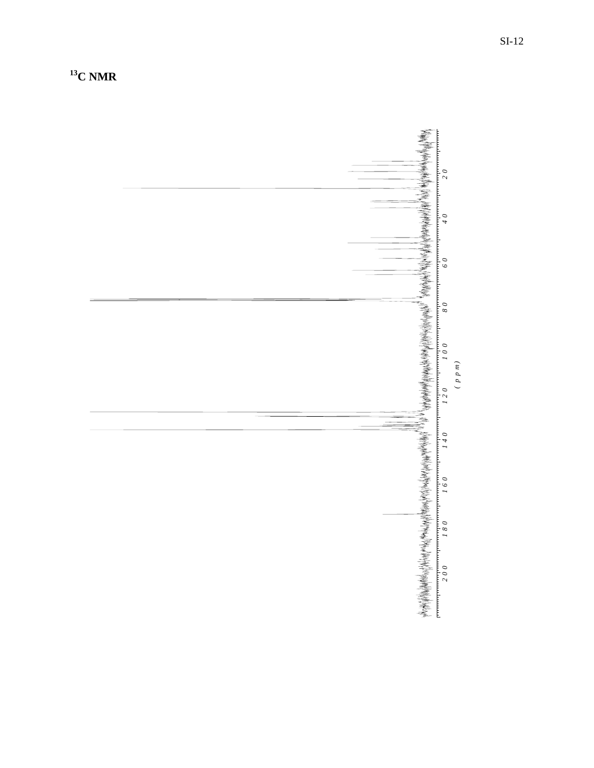## $^{13}$C NMR

20
40
60
80
100
120
140
160
180
200
(ppm)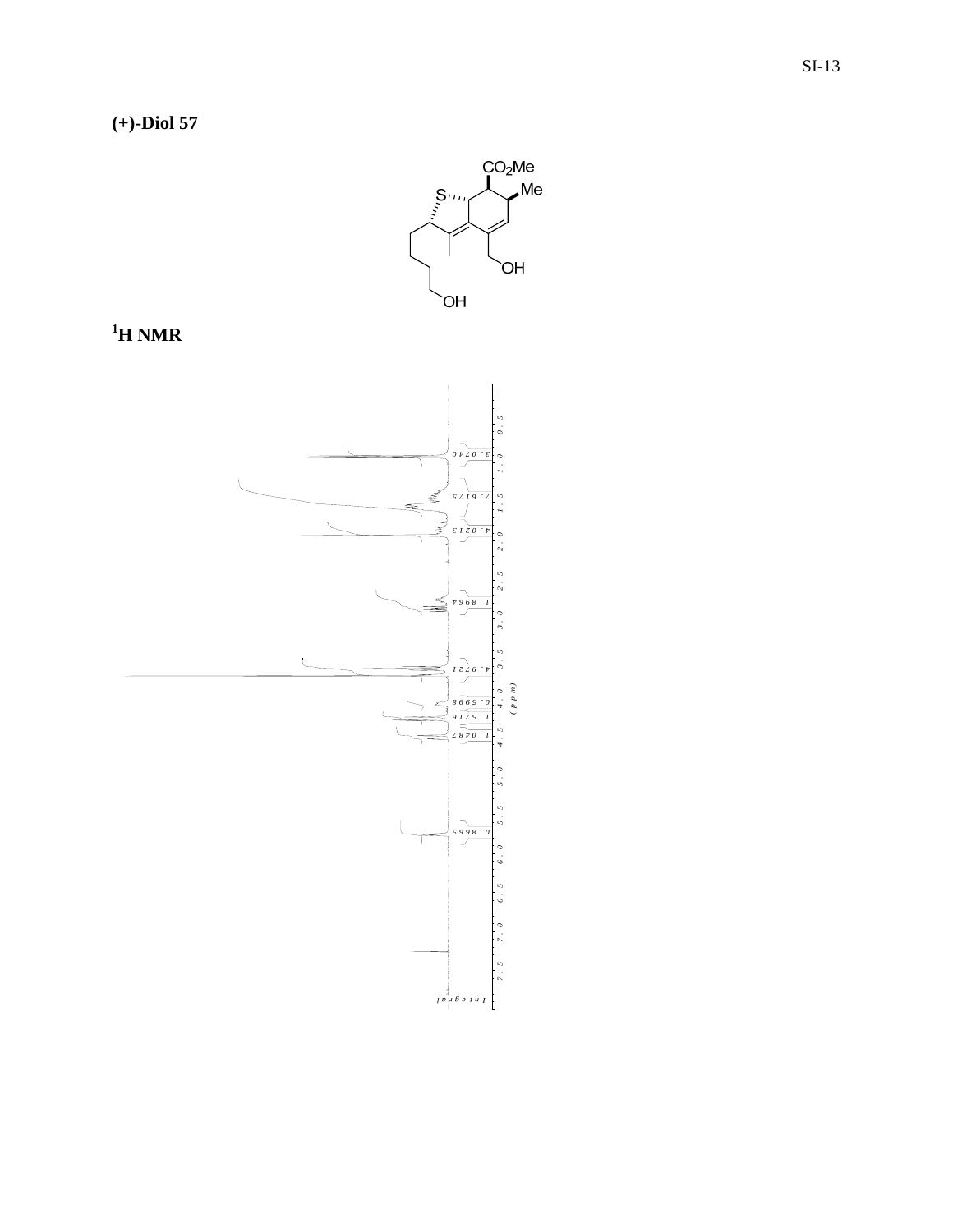**(+)-Diol 57**

**[1]H NMR**

0.5
1.0
1.5
2.0
2.5
3.0
3.5
4.0
4.5
5.0
5.5
6.0
6.5
7.0
7.5
(ppm)

3.0740
7.6175
4.0213
1.8964
4.9721
0.5998
1.5716
1.0487
0.8665

Integral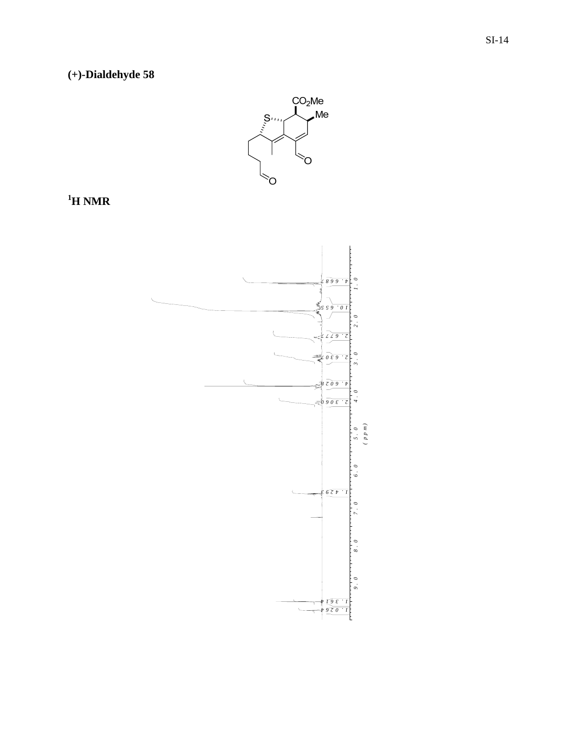**(+)-Dialdehyde 58**

$CO_2Me$

Me

S

O

O

**[1]H NMR**

1.0

2.0

3.0

4.0

5.0

(ppm)

6.0

7.0

8.0

9.0

4.6687

10.655

2.6777

2.6307

4.6028

2.3060

1.4293

1.3614

1.0264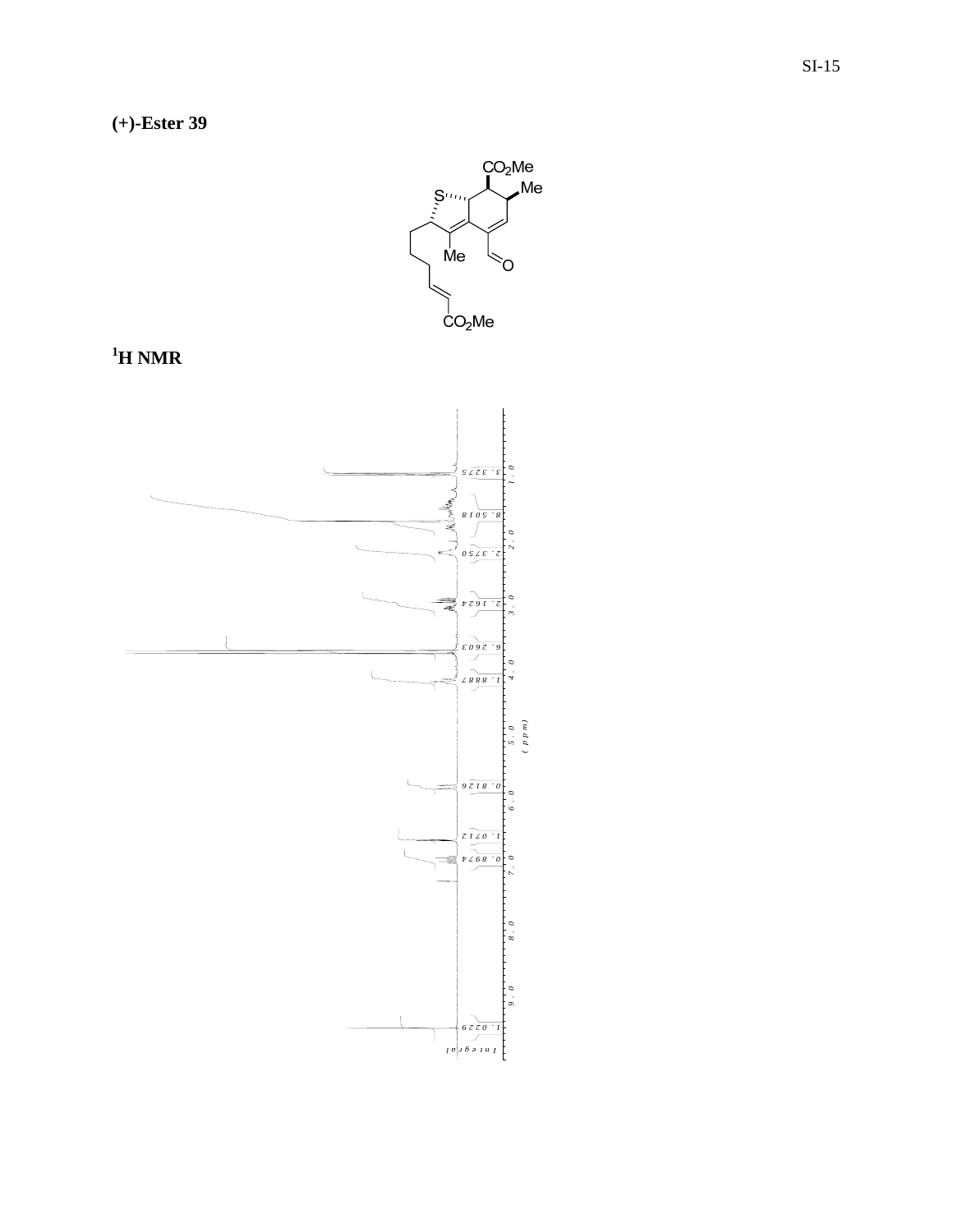**(+)-Ester 39**

S
$CO_2Me$
Me
Me
O
$CO_2Me$

**[1]H NMR**

3.3275
8.5018
2.3750
2.1624
6.2603
1.8887
0.8126
1.0712
0.8974
1.0229
Integral

1.0
2.0
3.0
4.0
5.0
(ppm)
6.0
7.0
8.0
9.0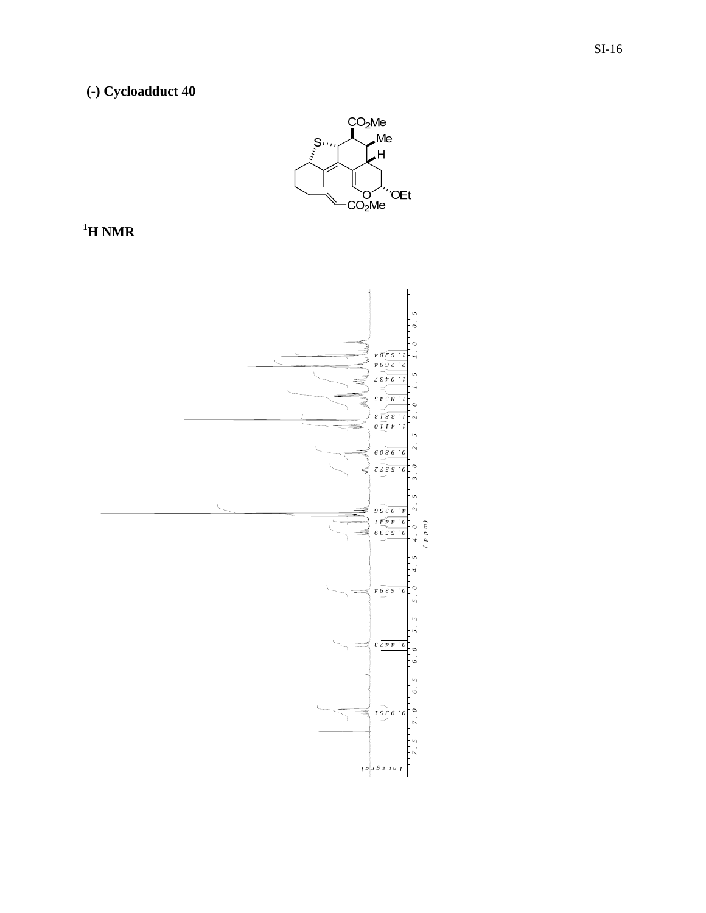**(-) Cycloadduct 40**

**[1]H NMR**

Integral

1.6204
2.2694
1.0437
1.8545
1.3813
1.4110
0.9809
0.5572
4.0356
0.4441
0.5539
0.6394
0.4423
0.9351

0.5
1.0
1.5
2.0
2.5
3.0
3.5
4.0
4.5
5.0
5.5
6.0
6.5
7.0
7.5

(ppm)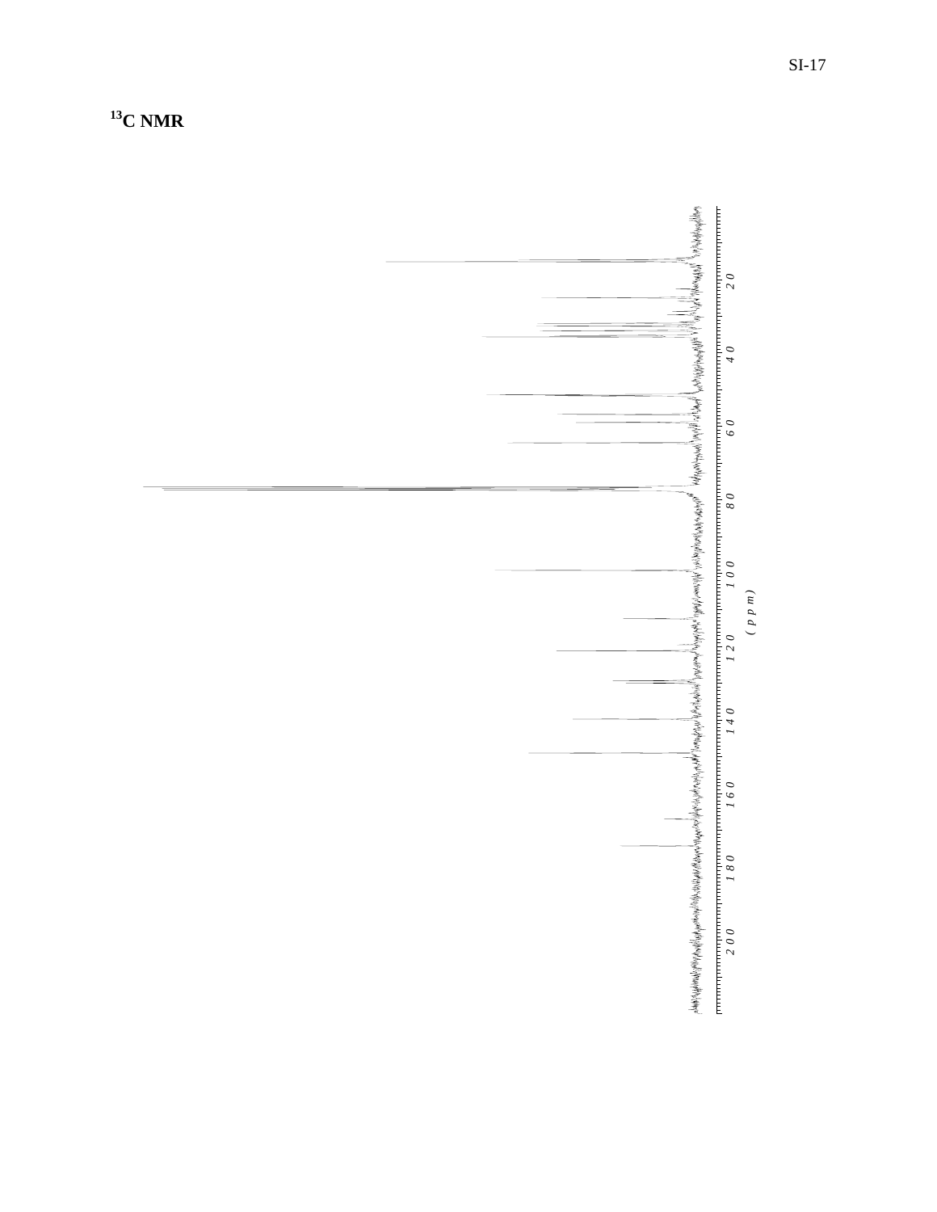**$^{13}$C NMR**

2 0
4 0
6 0
8 0
1 0 0
1 2 0
1 4 0
1 6 0
1 8 0
2 0 0
( p p m )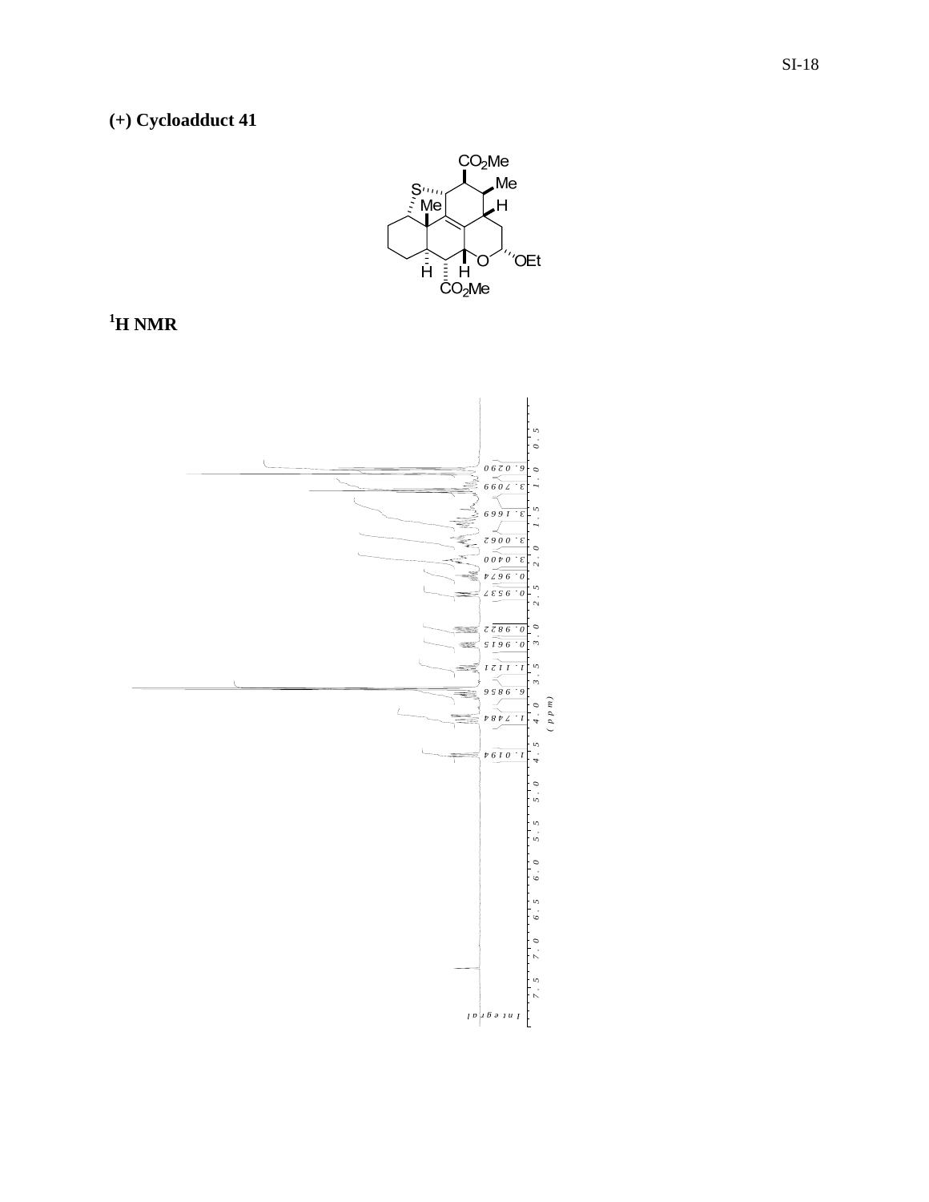**(+) Cycloadduct 41**

**[1]H NMR**

6.0290
3.7099
3.1669
3.0062
3.0400
0.9674
0.9537
0.9822
0.9615
1.1121
6.9856
1.7484
1.0194

Integral

0.5
1.0
1.5
2.0
2.5
3.0
3.5
4.0
4.5
5.0
5.5
6.0
6.5
7.0
7.5

(ppm)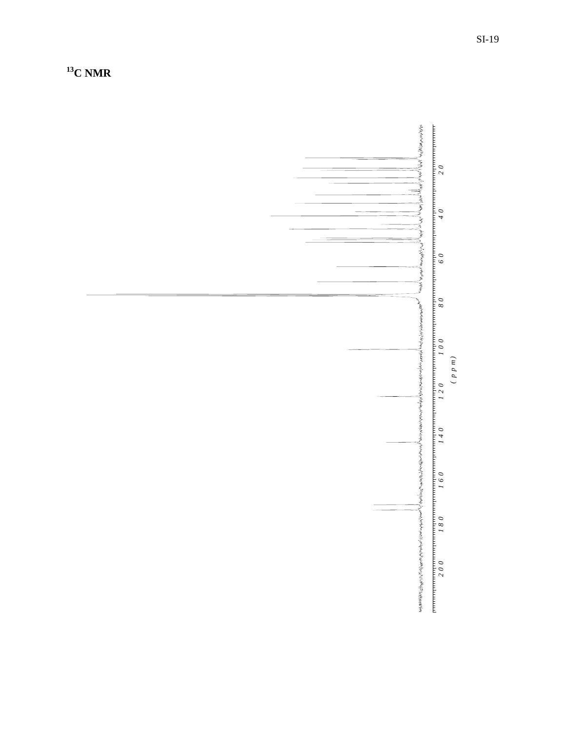**[13]C NMR**

2 0

4 0

6 0

8 0

1 0 0

1 2 0

1 4 0

1 6 0

1 8 0

2 0 0

( p p m )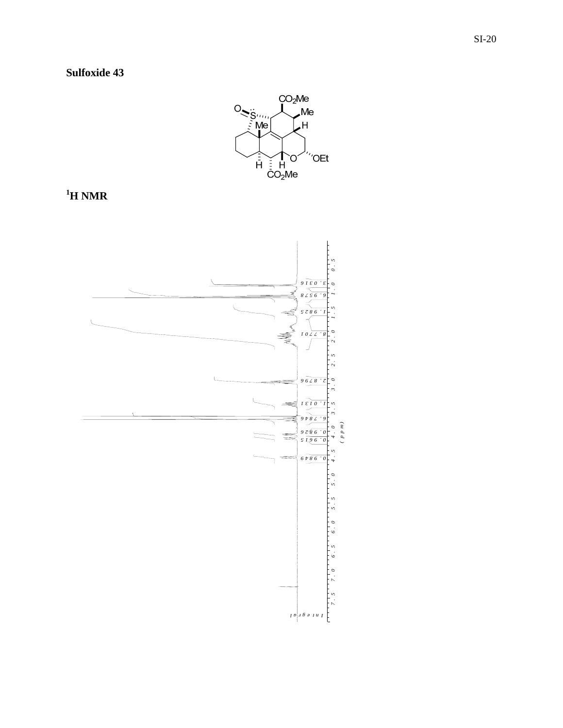**Sulfoxide 43**

**[1]H NMR**

Integral

3.0316

6.9578

1.9825

8.7701

2.8796

1.1031

6.7846

0.9826

0.9615

0.9849

(ppm)

0.5 0.0 1.0 1.5 2.0 2.5 3.0 3.5 4.0 4.5 5.0 5.5 6.0 6.5 7.0 7.5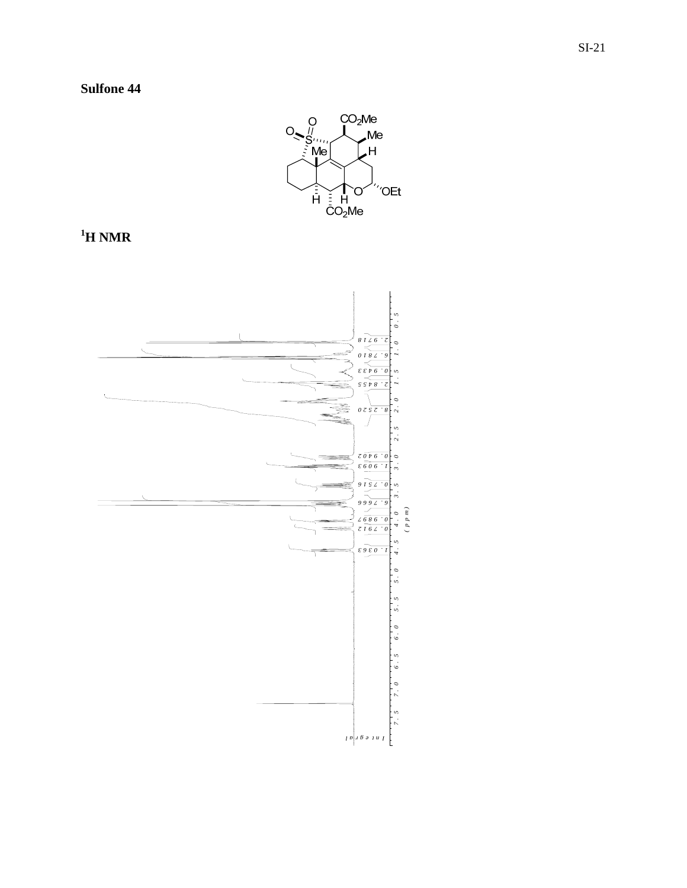**Sulfone 44**

**[1]H NMR**

2.9718
6.7810
0.9433
2.8455
8.2520
0.9402
1.9093
0.7516
6.7666
0.9897
0.7912
1.0363

Integral

(ppm)

0.5 1.0 1.5 2.0 2.5 3.0 3.5 4.0 4.5 5.0 5.5 6.0 6.5 7.0 7.5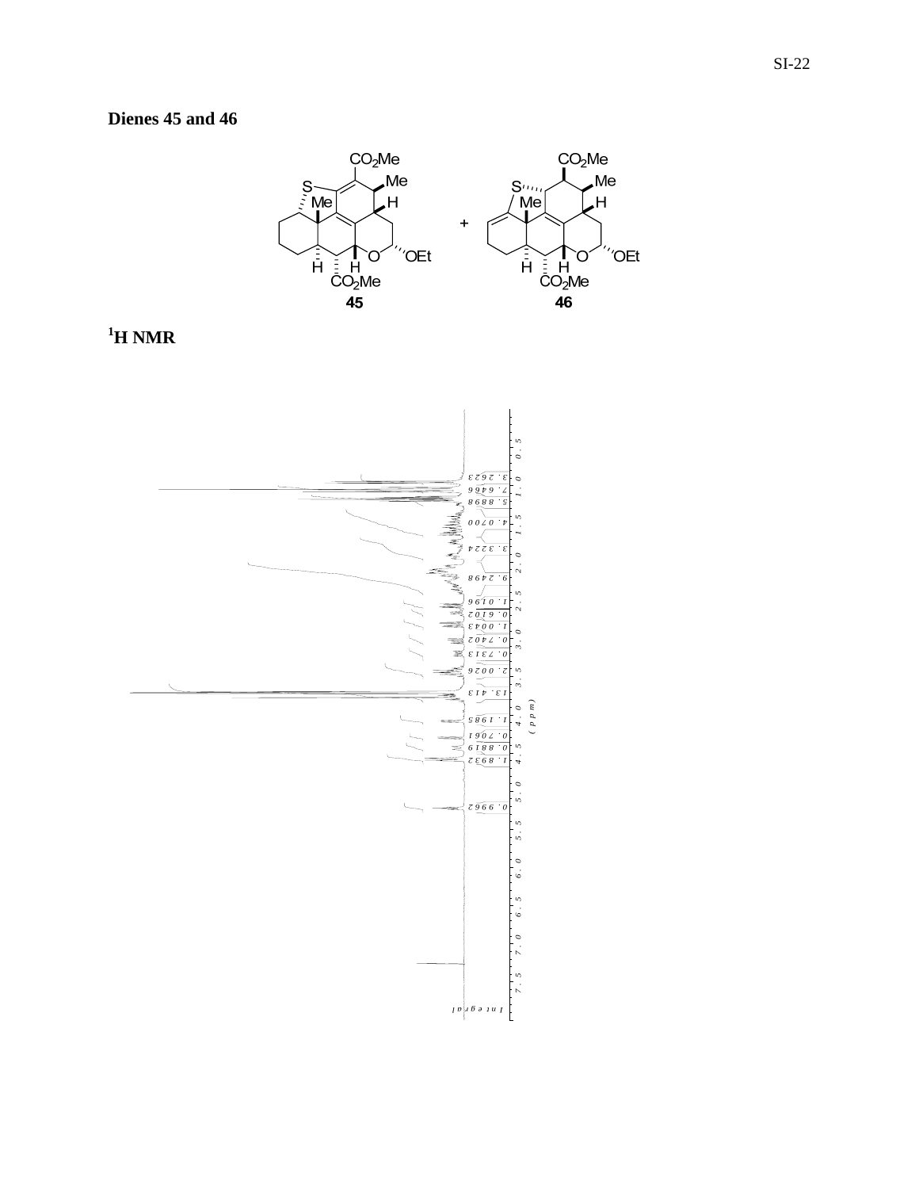**Dienes 45 and 46**

CO$_2$Me
S
Me
Me
H
H
H
O
OEt
CO$_2$Me
45

+

CO$_2$Me
S
Me
Me
H
H
H
O
OEt
CO$_2$Me
46

**$^1$H NMR**

3.2623
7.6466
5.8898
4.0700
3.3224
9.2498
1.0196
0.6102
1.0043
0.7402
0.7313
2.0026
13.413
1.1985
0.7061
0.8819
1.8932
0.9962

Integral

0.5
1.0
1.5
2.0
2.5
3.0
3.5
4.0
4.5
5.0
5.5
6.0
6.5
7.0
7.5
(ppm)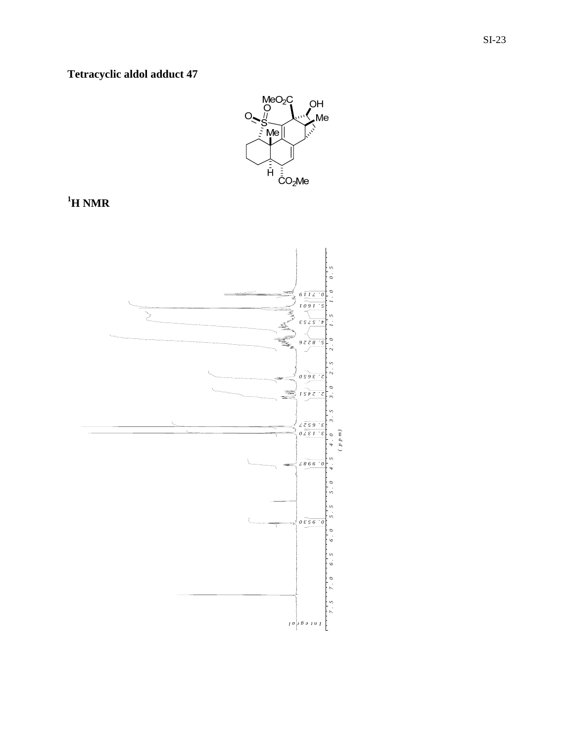**Tetracyclic aldol adduct 47**

**[1]H NMR**

0.5
1.0
1.5
2.0
2.5
3.0
3.5
4.0
4.5
5.0
5.5
6.0
6.5
7.0
7.5
(ppm)

0.7119
5.1601
4.5753
5.8226
2.3650
2.2451
3.6527
3.1370
0.9987
0.9530

Integral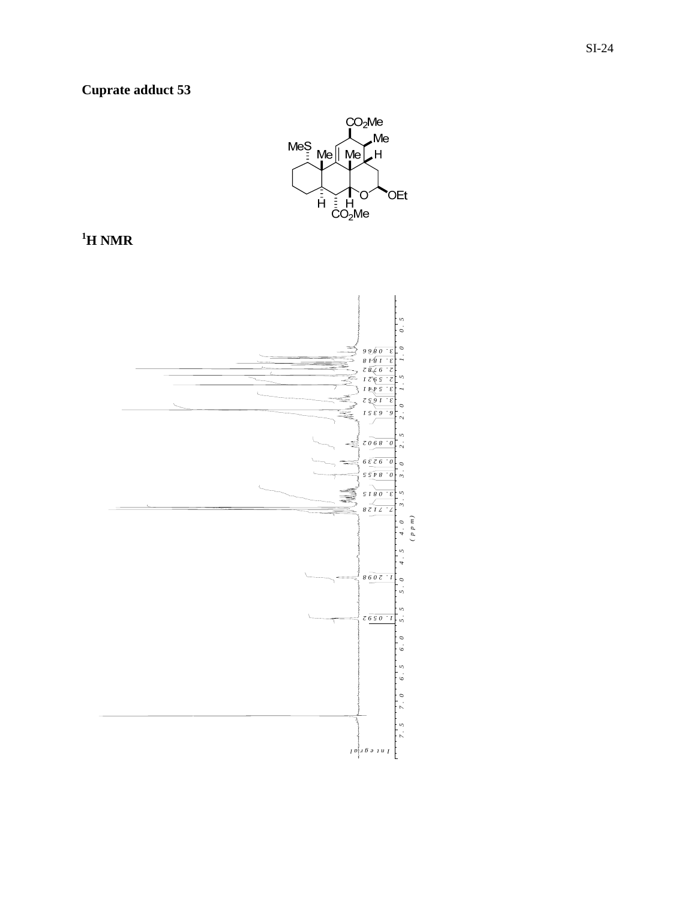# Cuprate adduct 53

# $^1$H NMR

Integral

0.5
1.0
1.5
2.0
2.5
3.0
3.5
4.0
4.5
5.0
5.5
6.0
6.5
7.0
7.5

(ppm)

3.0866
3.1818
2.9782
2.5921
3.5441
3.1652
6.6351
0.8902
0.9239
0.8455
3.0815
7.7128
1.2098
1.0592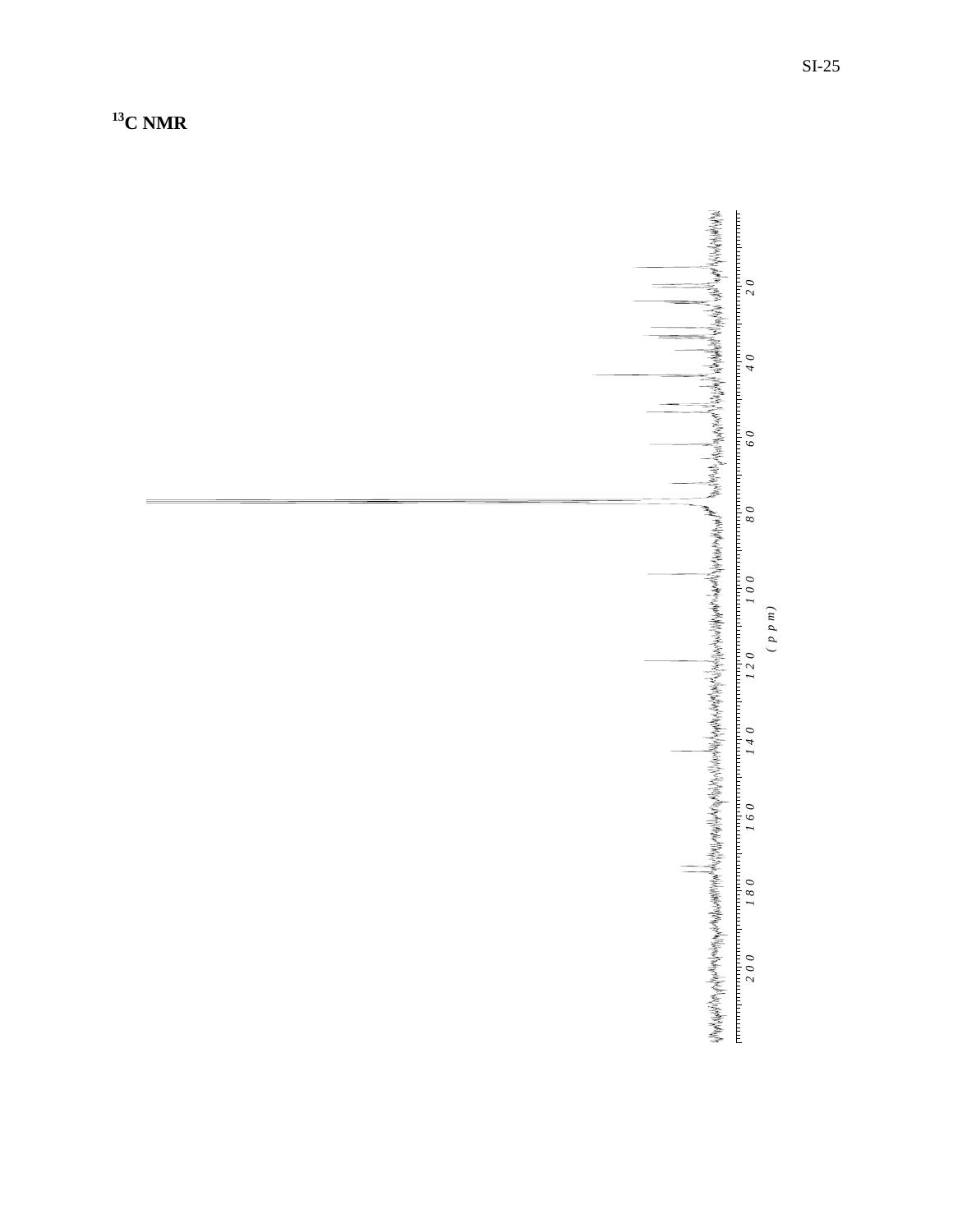**$^{13}$C NMR**

20
40
60
80
100
120
140
160
180
200
(ppm)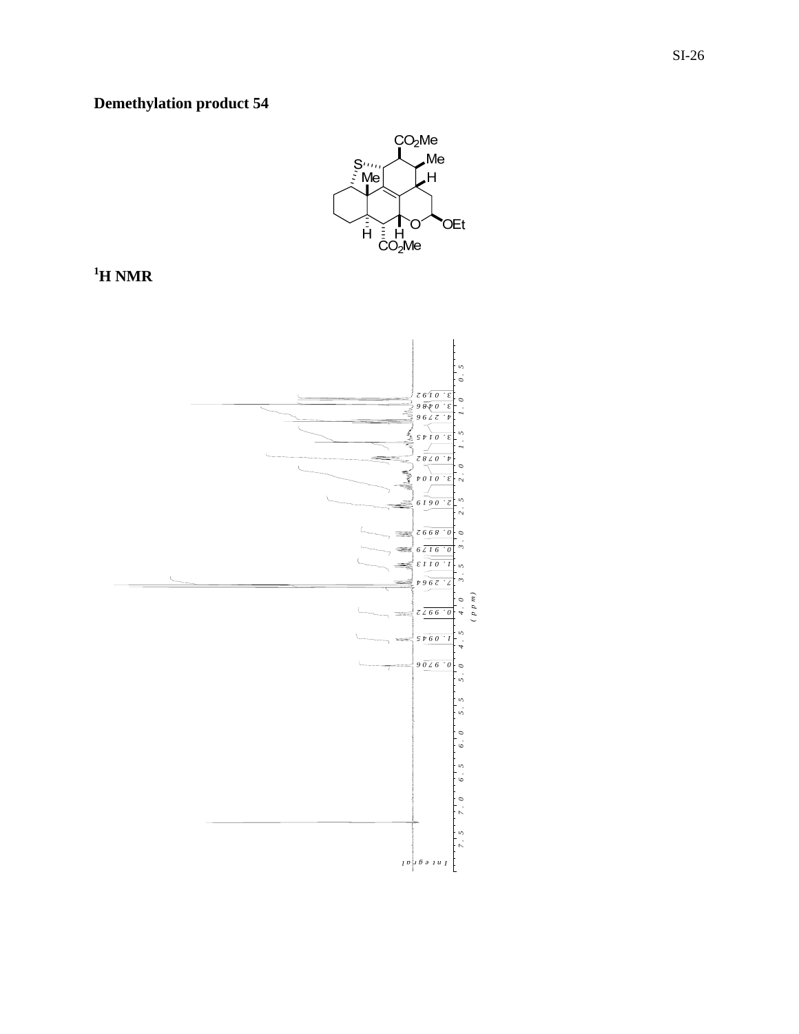**Demethylation product 54**

**[1]H NMR**

Integral

3.0192
3.0486
4.2796
3.0145
4.0782
3.0104
2.0619
0.8992
0.9129
1.0113
7.2964
0.9972
1.0945
0.9706

0.5
1.0
1.5
2.0
2.5
3.0
3.5
4.0
4.5
5.0
5.5
6.0
6.5
7.0
7.5

(ppm)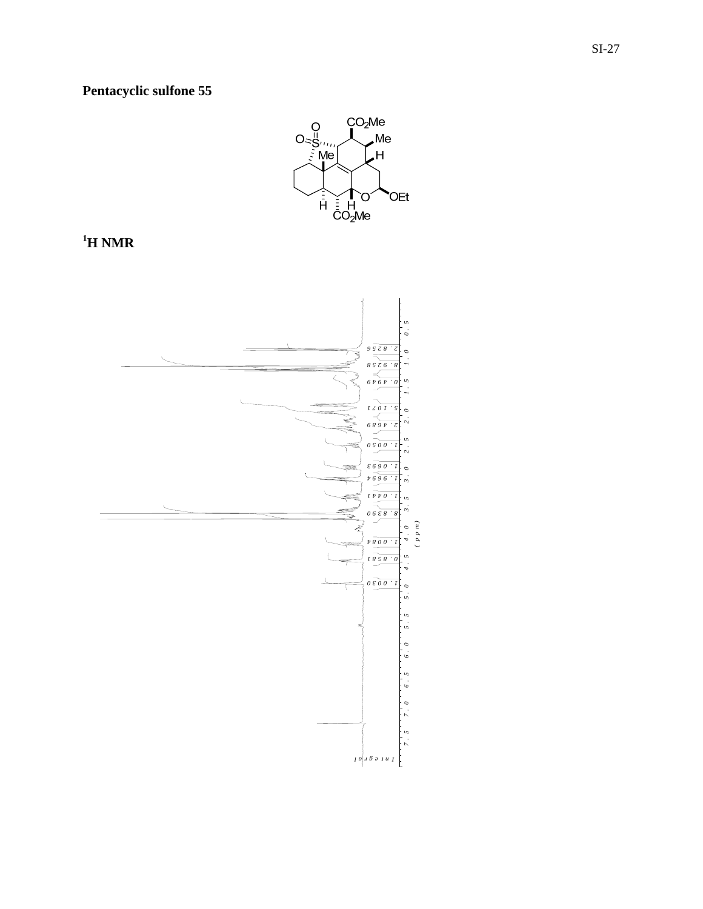**Pentacyclic sulfone 55**

**[1]H NMR**

2.8256
8.9258
0.4949
5.1071
2.4689
1.0050
1.0693
1.9694
1.0441
8.8390
1.0084
0.8581
1.0030

Integral

0.5 1.0 1.5 2.0 2.5 3.0 3.5 4.0 4.5 5.0 5.5 6.0 6.5 7.0 7.5

(ppm)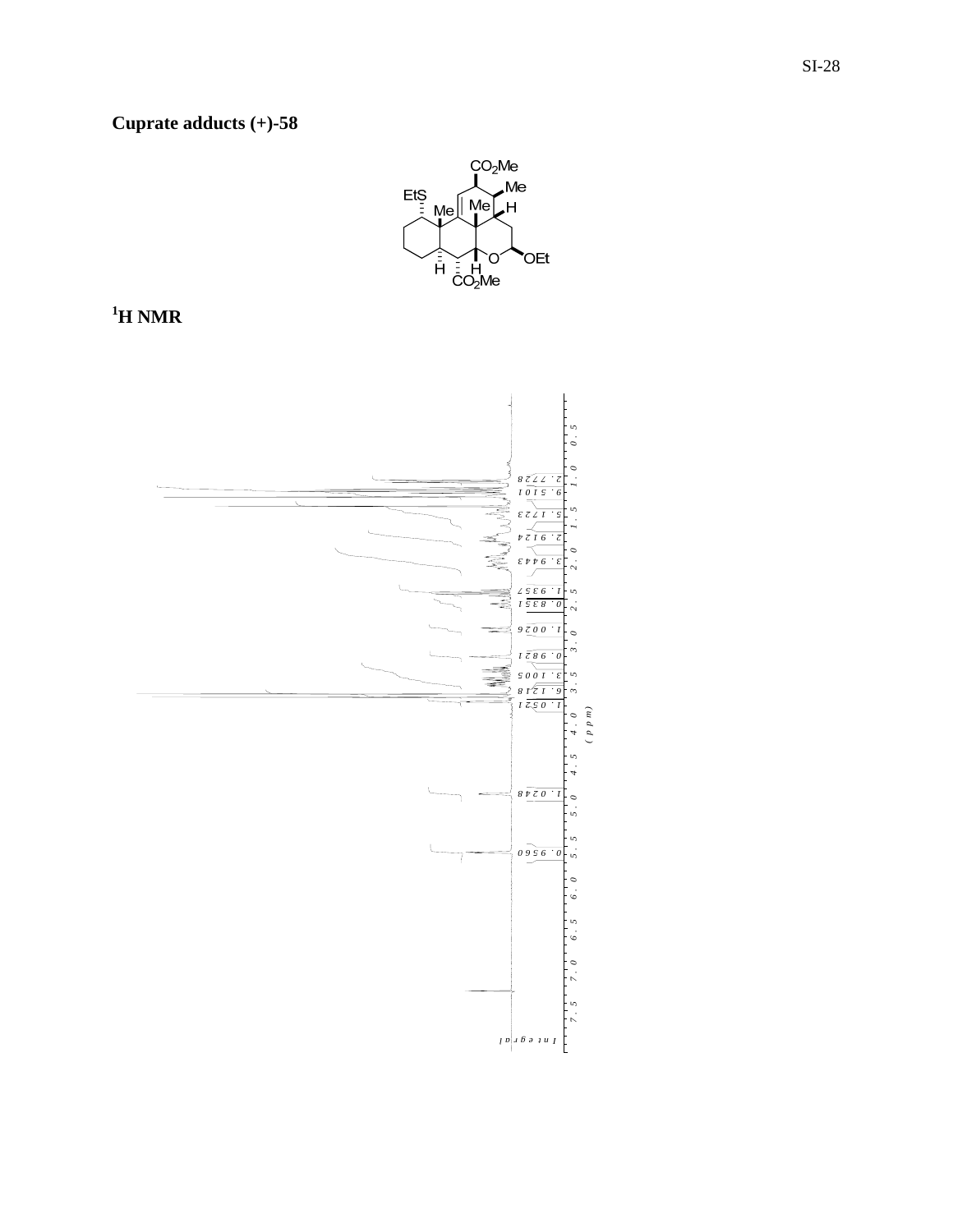# Cuprate adducts (+)-58

## $^1$H NMR

2.7728
9.5101
5.1723
2.9124
3.9443
1.9357
0.8351
1.0026
0.9821
3.1005
6.1218
1.0521
1.0248
0.9560

Integral

0.5
0.0
1.0
1.5
2.0
2.5
3.0
3.5
4.0
4.5
5.0
5.5
6.0
6.5
7.0
7.5

(ppm)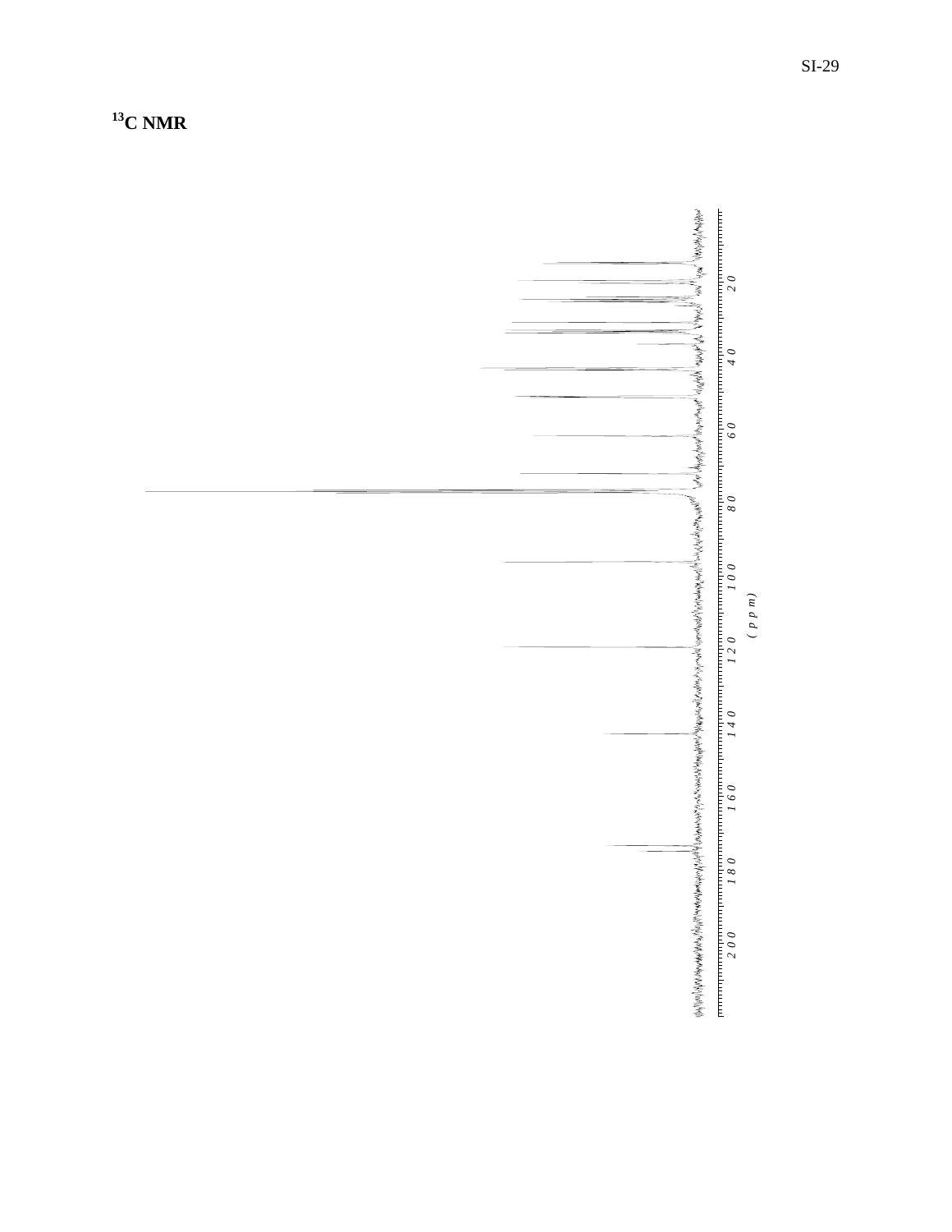**$^{13}$C NMR**

2 0
4 0
6 0
8 0
1 0 0
1 2 0
1 4 0
1 6 0
1 8 0
2 0 0
( p p m )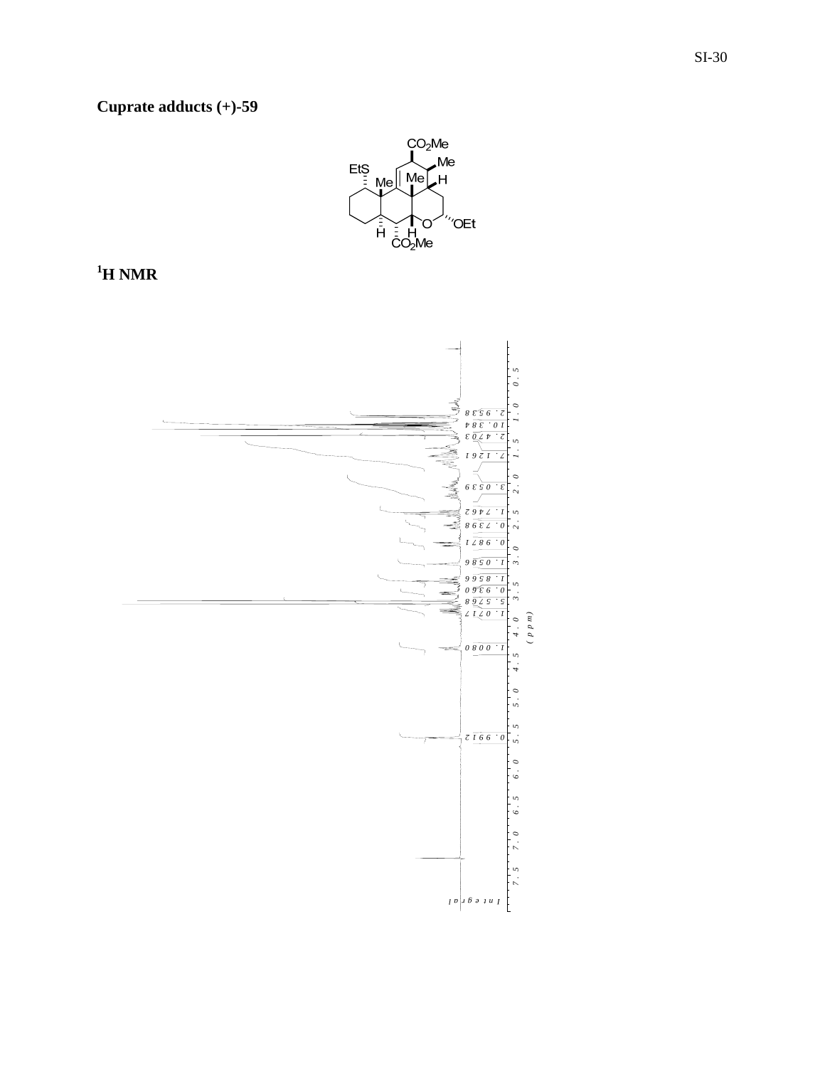**Cuprate adducts (+)-59**

**[1]H NMR**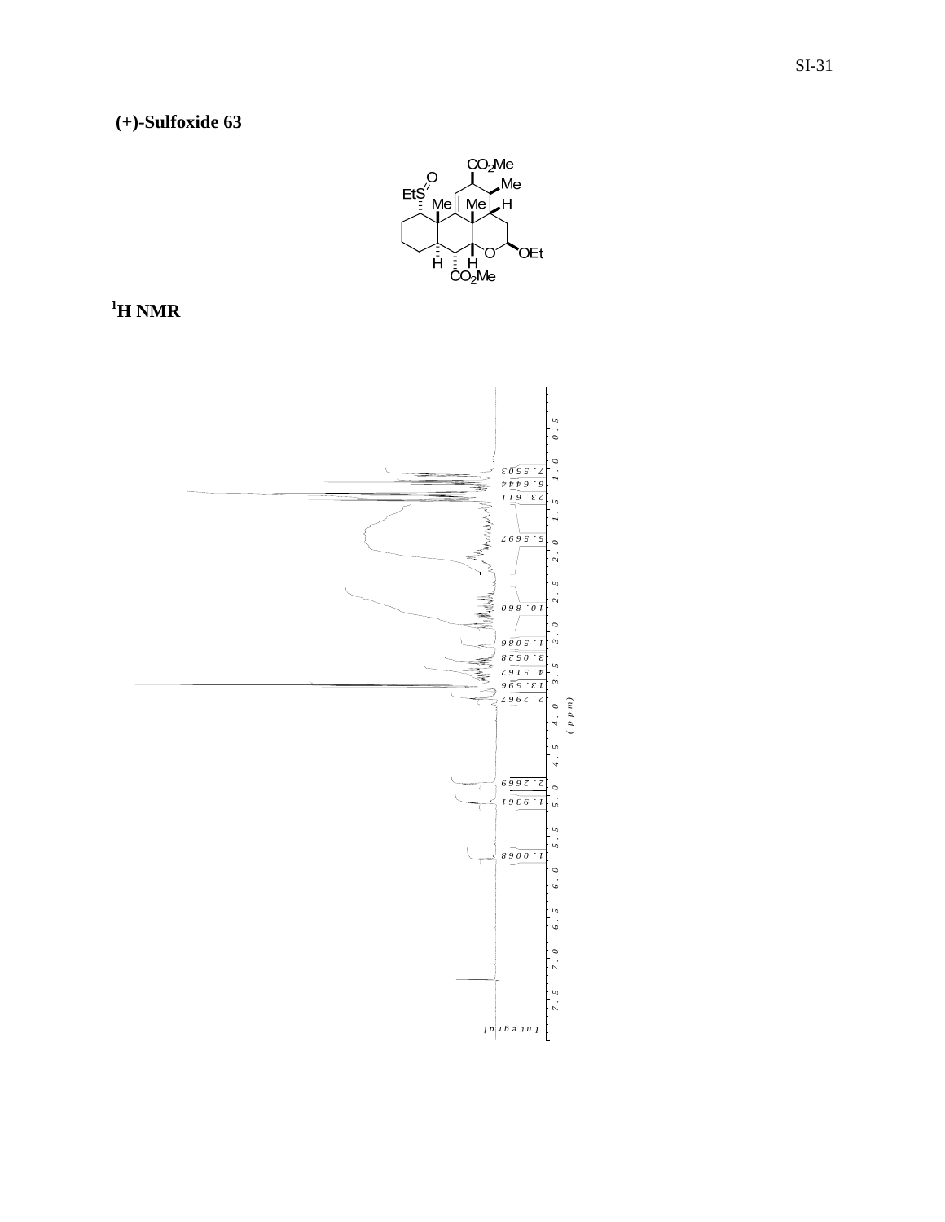**(+)-Sulfoxide 63**

**[1]H NMR**

7.5503
6.6444
23.611
5.5697
10.860
1.5086
3.0528
4.5162
13.596
2.2967
2.2669
1.9361
1.0068

Integral

0.5 1.0 1.5 2.0 2.5 3.0 3.5 4.0 4.5 5.0 5.5 6.0 6.5 7.0 7.5

(ppm)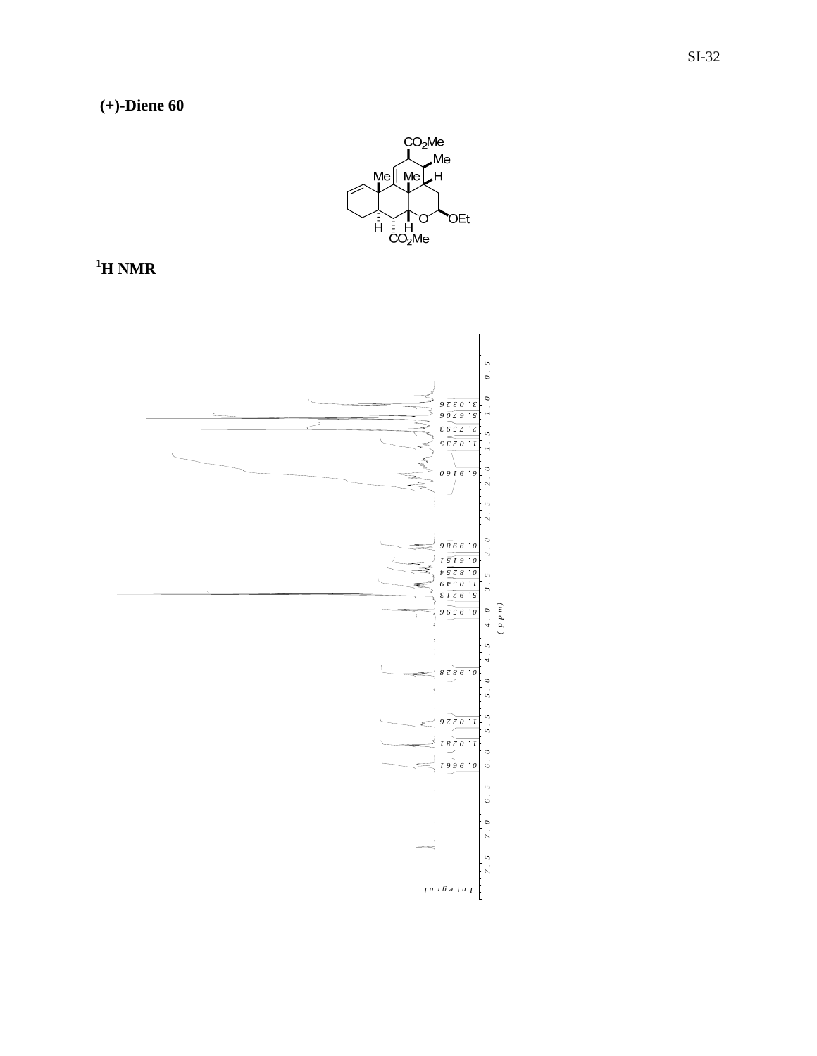**(+)-Diene 60**

**[1]H NMR**

( p p m )

0.5
1.0
1.5
2.0
2.5
3.0
3.5
4.0
4.5
5.0
5.5
6.0
6.5
7.0
7.5

3.0326
5.6706
2.7593
1.0235
6.9160
0.9986
0.6151
0.8254
1.0549
5.9213
0.9596
0.9828
1.0226
1.0281
0.9661

Integral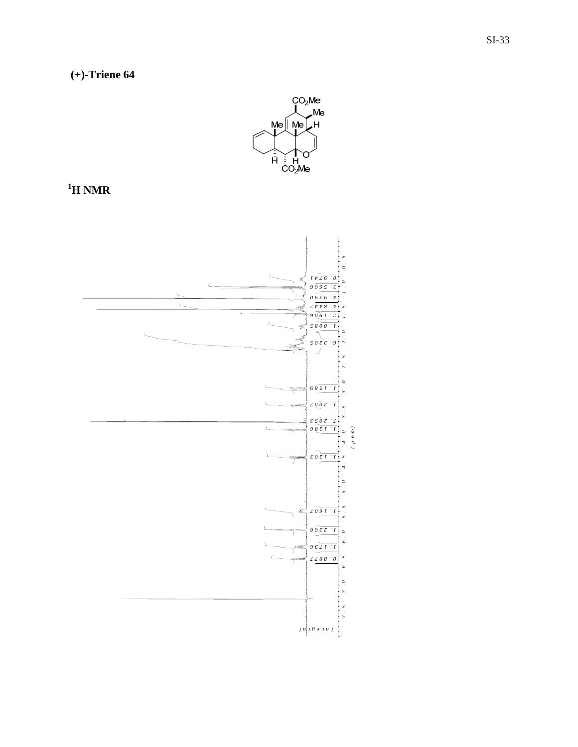**(+)-Triene 64**

**[1]H NMR**

0.9741
3.5666
4.9390
4.8447
2.1906
1.0085
6.3205
1.1589
1.2007
7.2053
1.1286
1.1203
1.1607
1.2266
1.1736
0.8827

Integral

0.5
1.0
1.5
2.0
2.5
3.0
3.5
4.0
4.5
5.0
5.5
6.0
6.5
7.0
7.5

(ppm)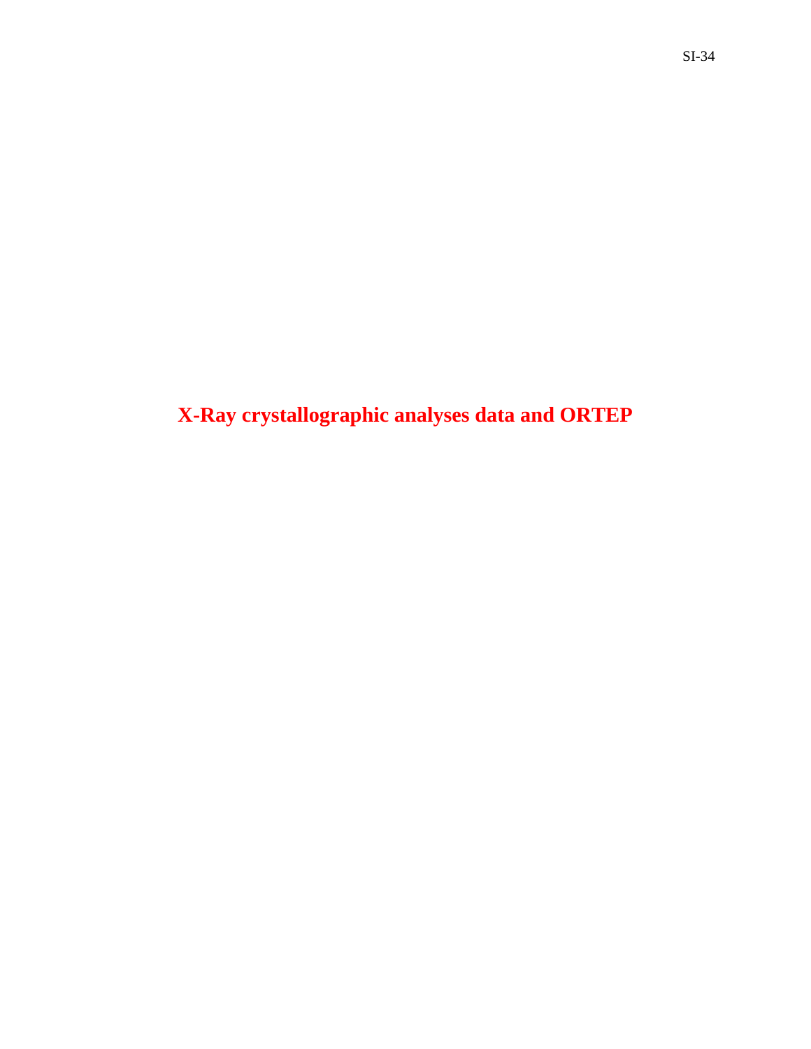# X-Ray crystallographic analyses data and ORTEP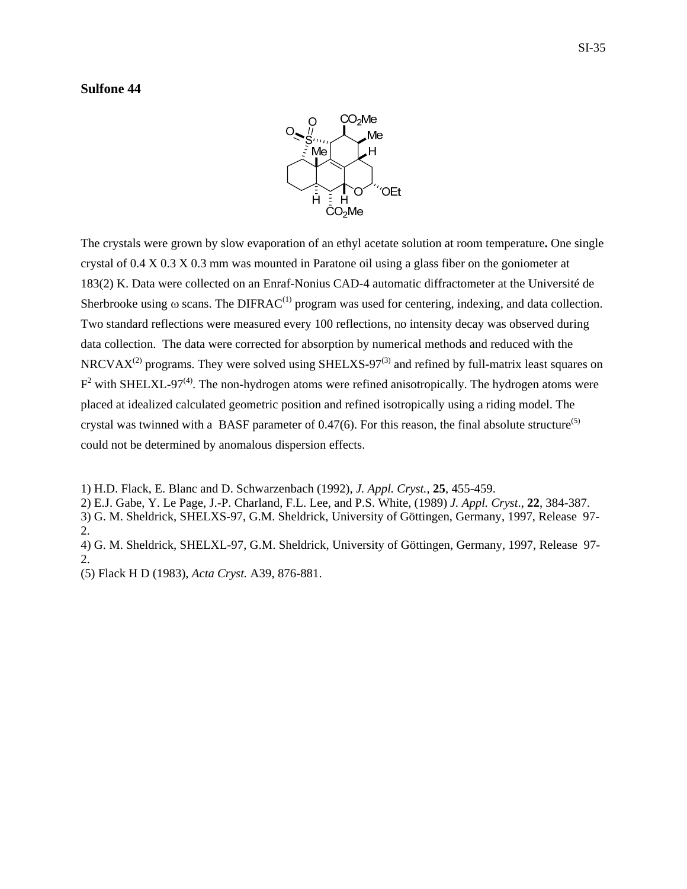**Sulfone 44**

The crystals were grown by slow evaporation of an ethyl acetate solution at room temperature**.** One single crystal of 0.4 X 0.3 X 0.3 mm was mounted in Paratone oil using a glass fiber on the goniometer at 183(2) K. Data were collected on an Enraf-Nonius CAD-4 automatic diffractometer at the Université de Sherbrooke using ω scans. The DIFRAC[1] program was used for centering, indexing, and data collection. Two standard reflections were measured every 100 reflections, no intensity decay was observed during data collection. The data were corrected for absorption by numerical methods and reduced with the NRCVAX[2] programs. They were solved using SHELXS-97[3] and refined by full-matrix least squares on $F^2$ with SHELXL-97[4]. The non-hydrogen atoms were refined anisotropically. The hydrogen atoms were placed at idealized calculated geometric position and refined isotropically using a riding model. The crystal was twinned with a BASF parameter of 0.47(6). For this reason, the final absolute structure[5] could not be determined by anomalous dispersion effects.

1) H.D. Flack, E. Blanc and D. Schwarzenbach (1992), *J. Appl. Cryst.*, **25**, 455-459.
2) E.J. Gabe, Y. Le Page, J.-P. Charland, F.L. Lee, and P.S. White, (1989) *J. Appl. Cryst*., **22**, 384-387.
3) G. M. Sheldrick, SHELXS-97, G.M. Sheldrick, University of Göttingen, Germany, 1997, Release 97-2.
4) G. M. Sheldrick, SHELXL-97, G.M. Sheldrick, University of Göttingen, Germany, 1997, Release 97-2.
(5) Flack H D (1983), *Acta Cryst.* A39, 876-881.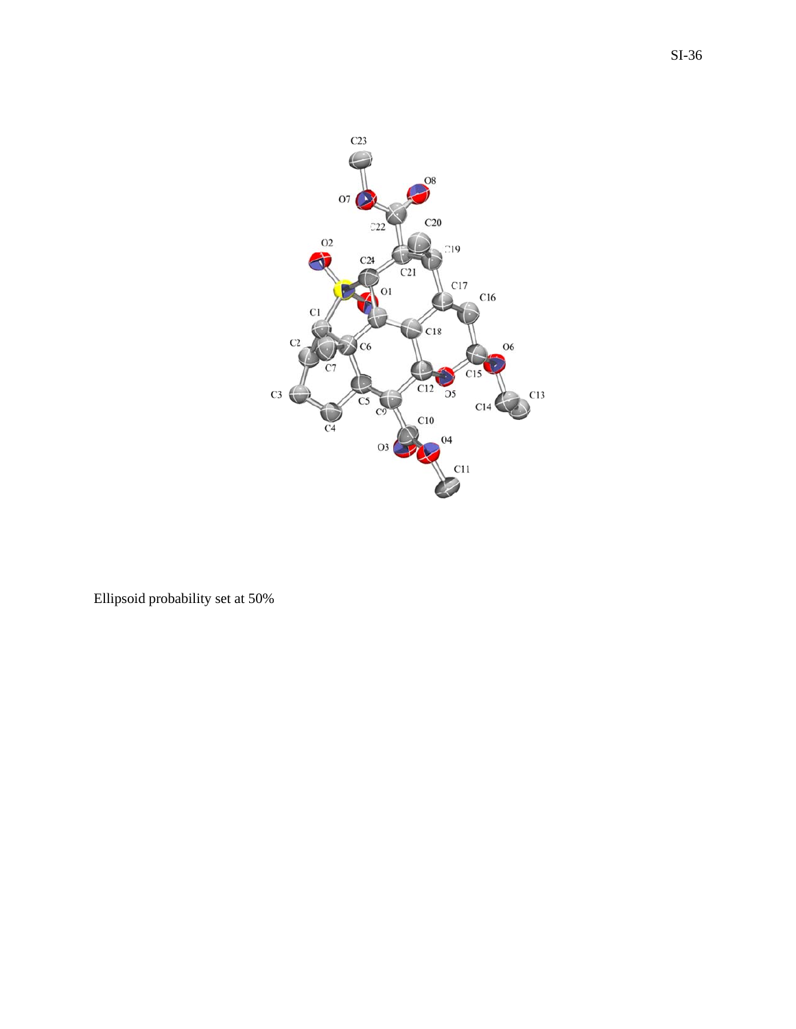C23

O8

O7

C22

C20

O2

C24

C19

C21

O1

C17

C16

C1

C18

C2

C6

O6

C7

C15

C12

C3

C5

O5

C14

C13

C9

C4

C10

O3

O4

C11

Ellipsoid probability set at 50%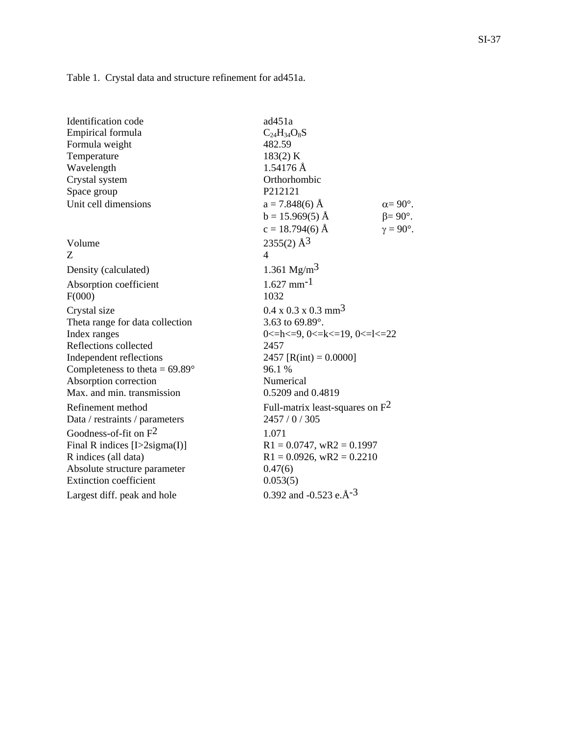Table 1. Crystal data and structure refinement for ad451a.

| | | |
|---|---|---|
| Identification code | ad451a | |
| Empirical formula | $C_{24}H_{34}O_8S$ | |
| Formula weight | 482.59 | |
| Temperature | 183(2) K | |
| Wavelength | 1.54176 Å | |
| Crystal system | Orthorhombic | |
| Space group | P212121 | |
| Unit cell dimensions | a = 7.848(6) Å | $\alpha$= 90°. |
| | b = 15.969(5) Å | $\beta$= 90°. |
| | c = 18.794(6) Å | $\gamma$ = 90°. |
| Volume | 2355(2) $Å^3$ | |
| Z | 4 | |
| Density (calculated) | 1.361 $Mg/m^3$ | |
| Absorption coefficient | 1.627 $mm^{-1}$ | |
| F(000) | 1032 | |
| Crystal size | 0.4 x 0.3 x 0.3 $mm^3$ | |
| Theta range for data collection | 3.63 to 69.89°. | |
| Index ranges | 0<=h<=9, 0<=k<=19, 0<=l<=22 | |
| Reflections collected | 2457 | |
| Independent reflections | 2457 [R(int) = 0.0000] | |
| Completeness to theta = 69.89° | 96.1 % | |
| Absorption correction | Numerical | |
| Max. and min. transmission | 0.5209 and 0.4819 | |
| Refinement method | Full-matrix least-squares on $F^2$ | |
| Data / restraints / parameters | 2457 / 0 / 305 | |
| Goodness-of-fit on $F^2$ | 1.071 | |
| Final R indices [I>2sigma(I)] | R1 = 0.0747, wR2 = 0.1997 | |
| R indices (all data) | R1 = 0.0926, wR2 = 0.2210 | |
| Absolute structure parameter | 0.47(6) | |
| Extinction coefficient | 0.053(5) | |
| Largest diff. peak and hole | 0.392 and -0.523 e.$Å^{-3}$ | |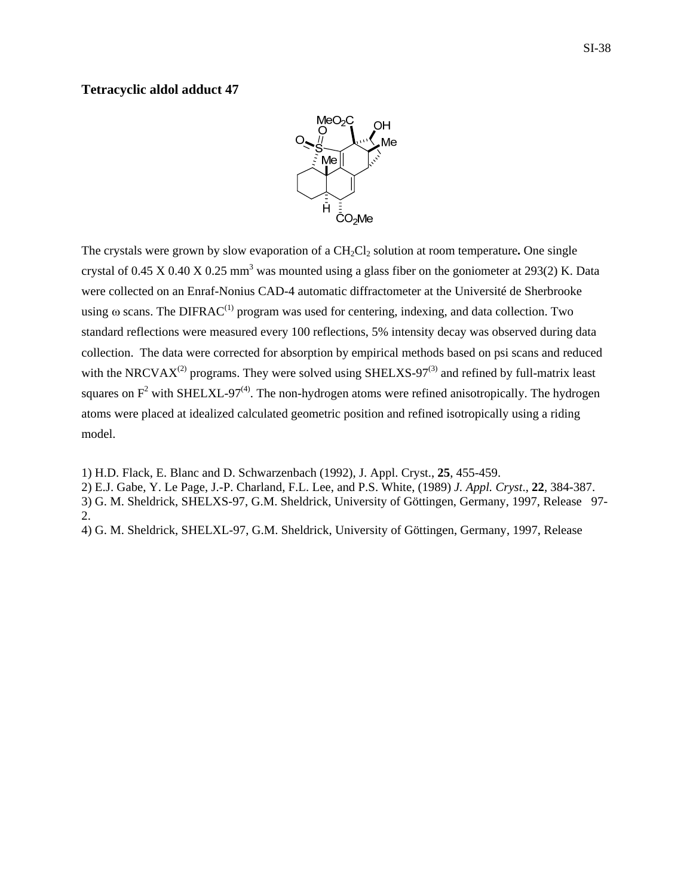### Tetracyclic aldol adduct 47

The crystals were grown by slow evaporation of a $CH_2Cl_2$ solution at room temperature**.** One single crystal of 0.45 X 0.40 X 0.25 $mm^3$ was mounted using a glass fiber on the goniometer at 293(2) K. Data were collected on an Enraf-Nonius CAD-4 automatic diffractometer at the Université de Sherbrooke using ω scans. The DIFRAC[(1)] program was used for centering, indexing, and data collection. Two standard reflections were measured every 100 reflections, 5% intensity decay was observed during data collection. The data were corrected for absorption by empirical methods based on psi scans and reduced with the NRCVAX[(2)] programs. They were solved using SHELXS-97[(3)] and refined by full-matrix least squares on $F^2$ with SHELXL-97[(4)]. The non-hydrogen atoms were refined anisotropically. The hydrogen atoms were placed at idealized calculated geometric position and refined isotropically using a riding model.

1) H.D. Flack, E. Blanc and D. Schwarzenbach (1992), J. Appl. Cryst., **25**, 455-459.
2) E.J. Gabe, Y. Le Page, J.-P. Charland, F.L. Lee, and P.S. White, (1989) *J. Appl. Cryst*., **22**, 384-387.
3) G. M. Sheldrick, SHELXS-97, G.M. Sheldrick, University of Göttingen, Germany, 1997, Release 97-2.
4) G. M. Sheldrick, SHELXL-97, G.M. Sheldrick, University of Göttingen, Germany, 1997, Release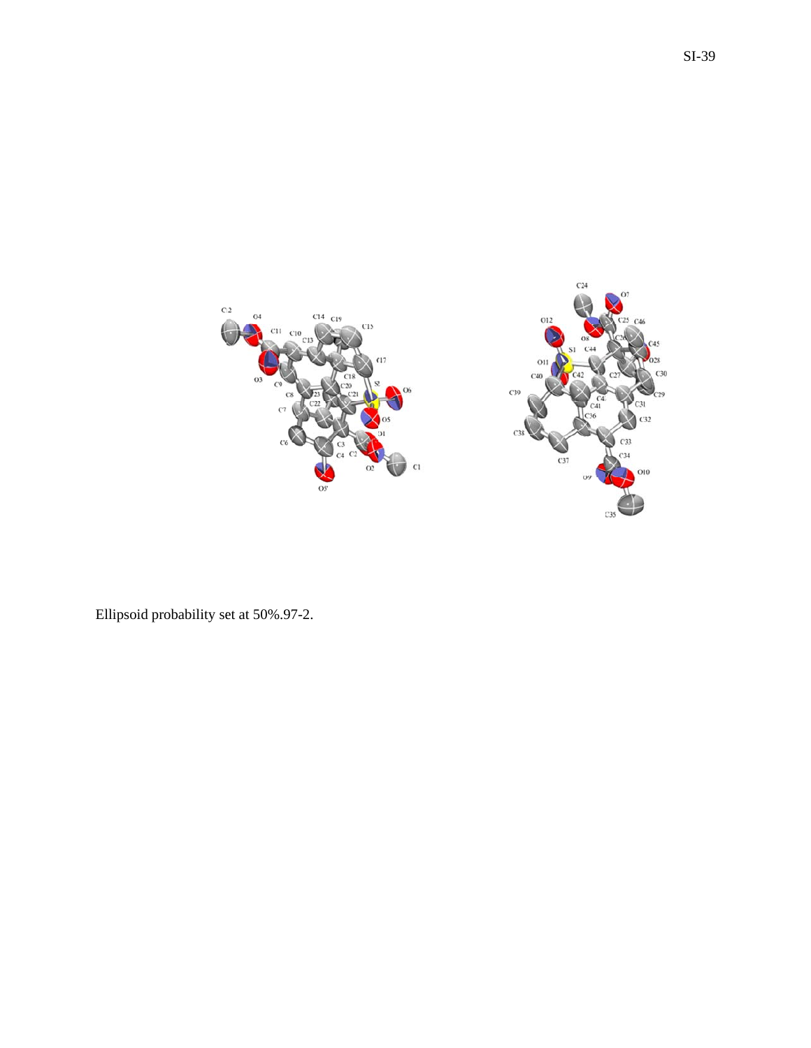Ellipsoid probability set at 50%.97-2.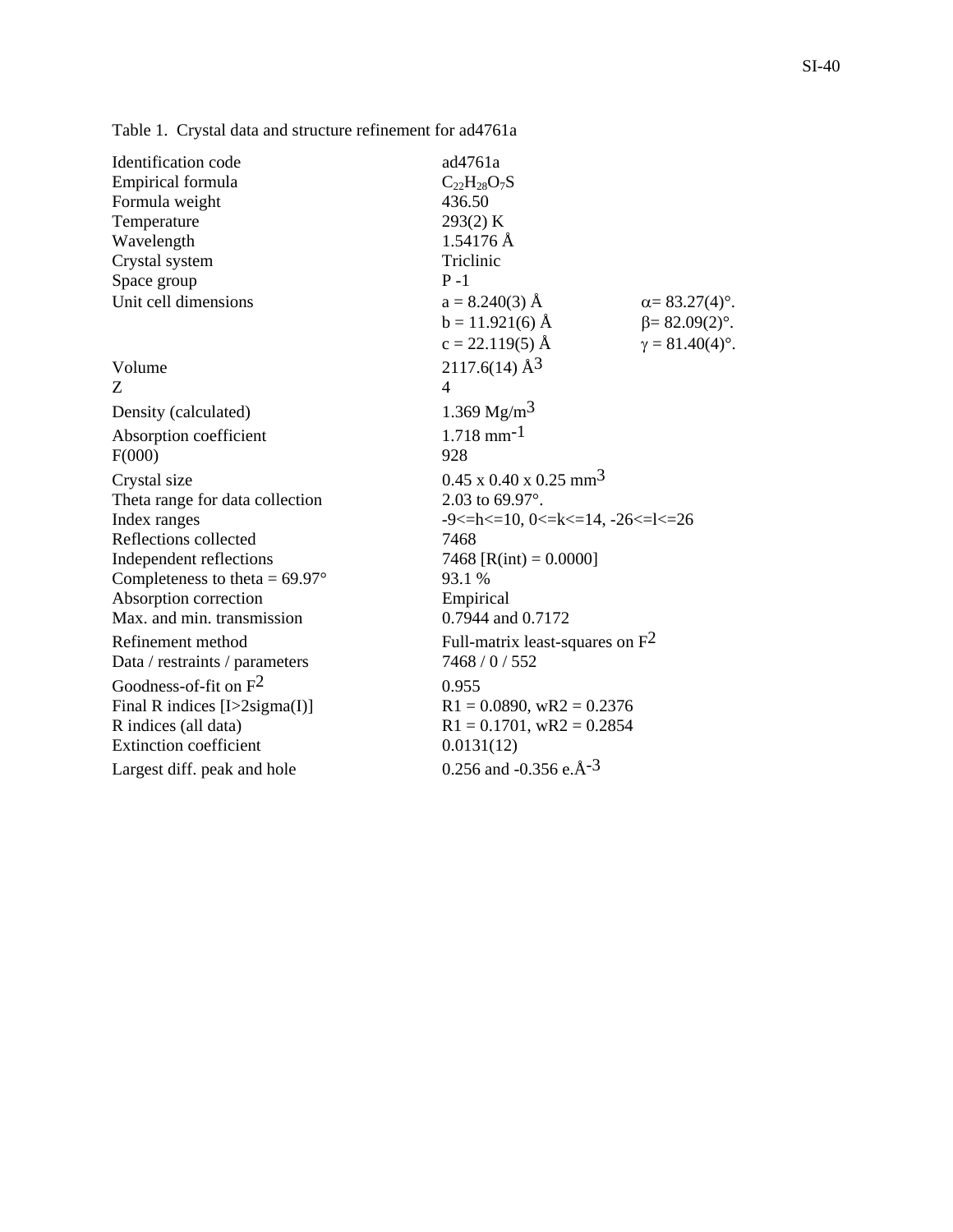Table 1. Crystal data and structure refinement for ad4761a

| | | |
|---|---|---|
| Identification code | ad4761a | |
| Empirical formula | $C_{22}H_{28}O_7S$ | |
| Formula weight | 436.50 | |
| Temperature | 293(2) K | |
| Wavelength | 1.54176 Å | |
| Crystal system | Triclinic | |
| Space group | P -1 | |
| Unit cell dimensions | a = 8.240(3) Å | $\alpha$= 83.27(4)°. |
| | b = 11.921(6) Å | $\beta$= 82.09(2)°. |
| | c = 22.119(5) Å | $\gamma$ = 81.40(4)°. |
| Volume | 2117.6(14) Å$^3$ | |
| Z | 4 | |
| Density (calculated) | 1.369 Mg/m$^3$ | |
| Absorption coefficient | 1.718 mm$^{-1}$ | |
| F(000) | 928 | |
| Crystal size | 0.45 x 0.40 x 0.25 mm$^3$ | |
| Theta range for data collection | 2.03 to 69.97°. | |
| Index ranges | -9<=h<=10, 0<=k<=14, -26<=l<=26 | |
| Reflections collected | 7468 | |
| Independent reflections | 7468 [R(int) = 0.0000] | |
| Completeness to theta = 69.97° | 93.1 % | |
| Absorption correction | Empirical | |
| Max. and min. transmission | 0.7944 and 0.7172 | |
| Refinement method | Full-matrix least-squares on F$^2$ | |
| Data / restraints / parameters | 7468 / 0 / 552 | |
| Goodness-of-fit on F$^2$ | 0.955 | |
| Final R indices [I>2sigma(I)] | R1 = 0.0890, wR2 = 0.2376 | |
| R indices (all data) | R1 = 0.1701, wR2 = 0.2854 | |
| Extinction coefficient | 0.0131(12) | |
| Largest diff. peak and hole | 0.256 and -0.356 e.Å$^{-3}$ | |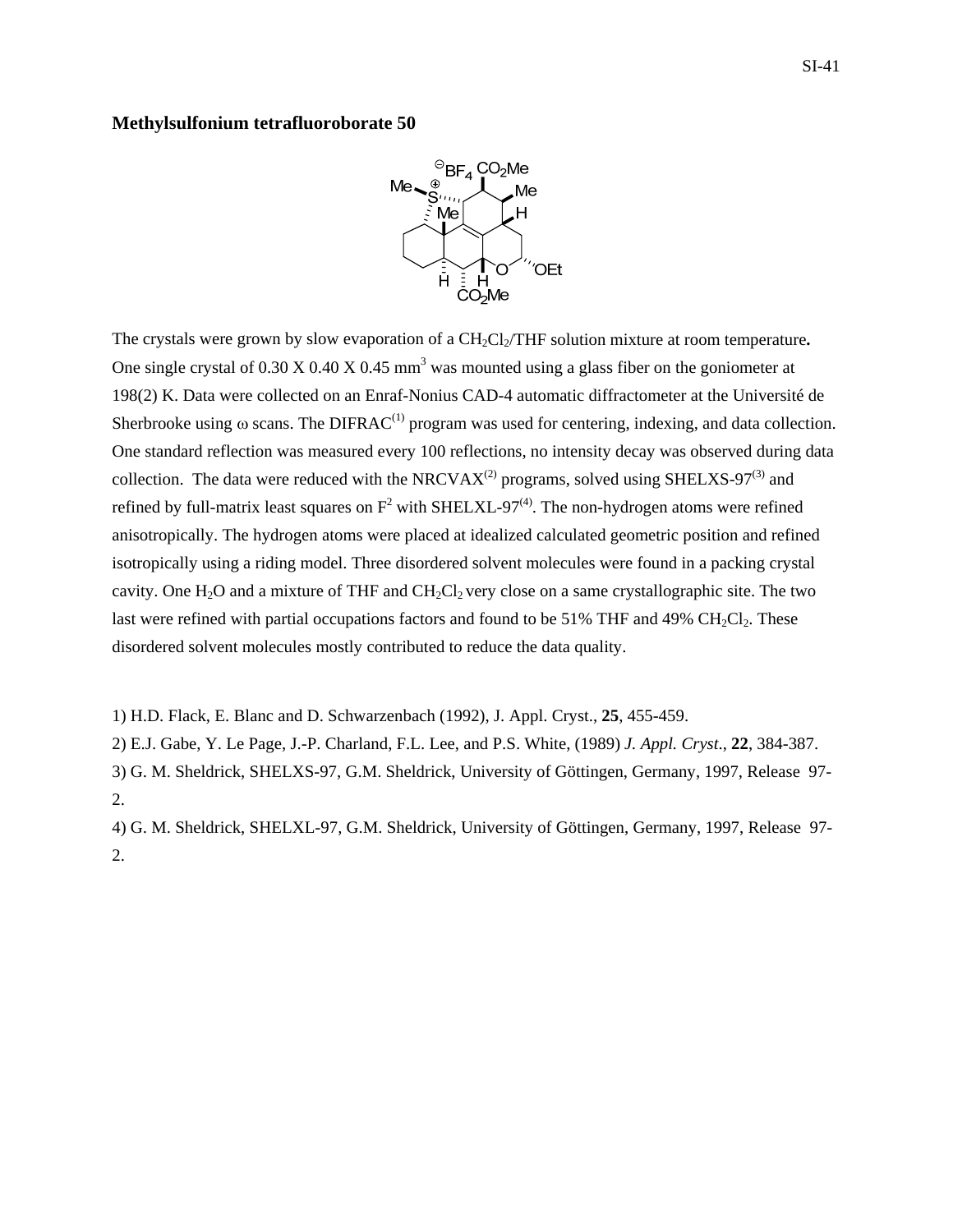**Methylsulfonium tetrafluoroborate 50**

The crystals were grown by slow evaporation of a $CH_2Cl_2$/THF solution mixture at room temperature**.** One single crystal of 0.30 X 0.40 X 0.45 $mm^3$ was mounted using a glass fiber on the goniometer at 198(2) K. Data were collected on an Enraf-Nonius CAD-4 automatic diffractometer at the Université de Sherbrooke using $\omega$ scans. The DIFRAC[(1)] program was used for centering, indexing, and data collection. One standard reflection was measured every 100 reflections, no intensity decay was observed during data collection. The data were reduced with the NRCVAX[(2)] programs, solved using SHELXS-97[(3)] and refined by full-matrix least squares on $F^2$ with SHELXL-97[(4)]. The non-hydrogen atoms were refined anisotropically. The hydrogen atoms were placed at idealized calculated geometric position and refined isotropically using a riding model. Three disordered solvent molecules were found in a packing crystal cavity. One $H_2O$ and a mixture of THF and $CH_2Cl_2$ very close on a same crystallographic site. The two last were refined with partial occupations factors and found to be 51% THF and 49% $CH_2Cl_2$. These disordered solvent molecules mostly contributed to reduce the data quality.

1) H.D. Flack, E. Blanc and D. Schwarzenbach (1992), J. Appl. Cryst., **25**, 455-459.

2) E.J. Gabe, Y. Le Page, J.-P. Charland, F.L. Lee, and P.S. White, (1989) *J. Appl. Cryst*., **22**, 384-387.

3) G. M. Sheldrick, SHELXS-97, G.M. Sheldrick, University of Göttingen, Germany, 1997, Release 97-2.

4) G. M. Sheldrick, SHELXL-97, G.M. Sheldrick, University of Göttingen, Germany, 1997, Release 97-2.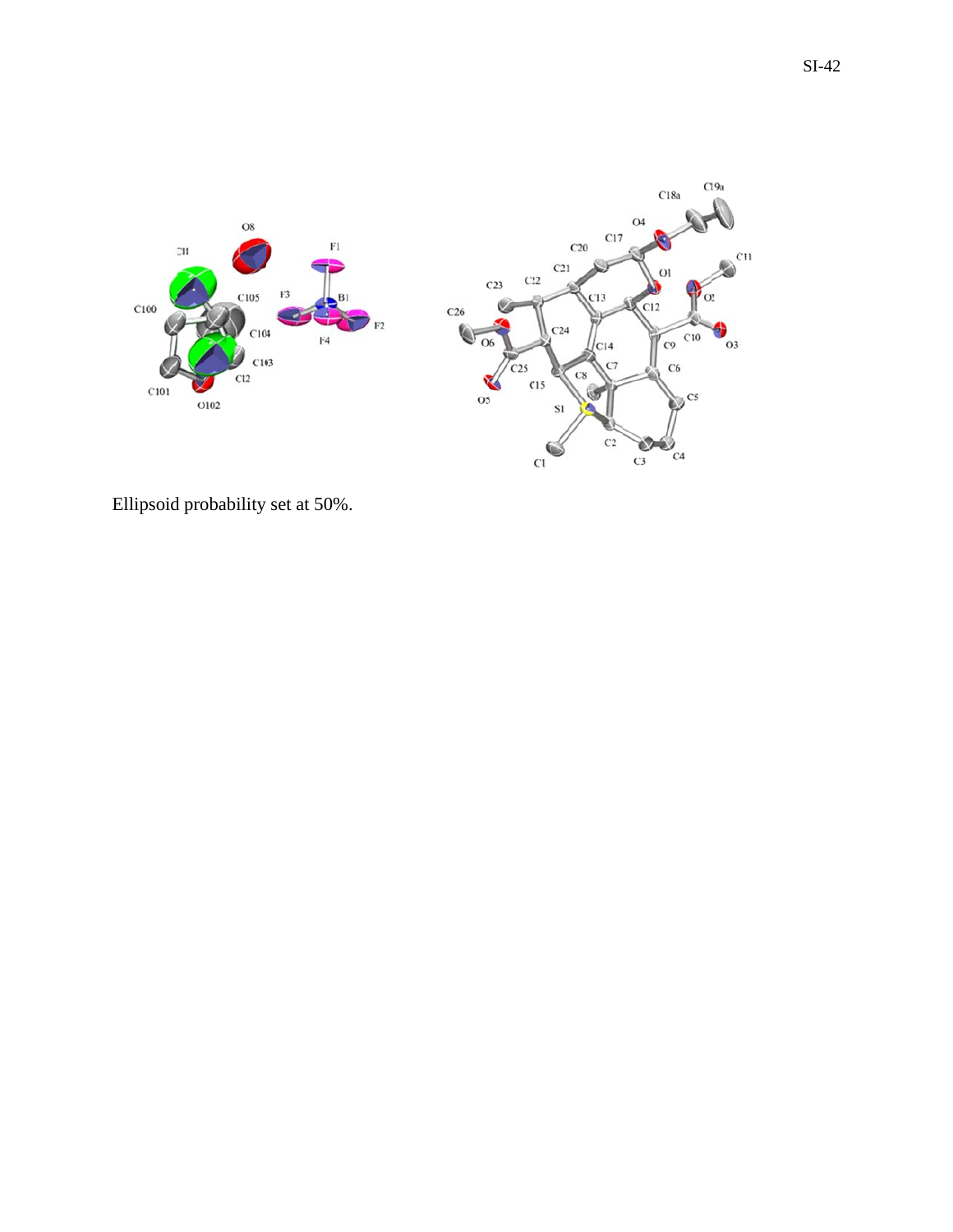Ellipsoid probability set at 50%.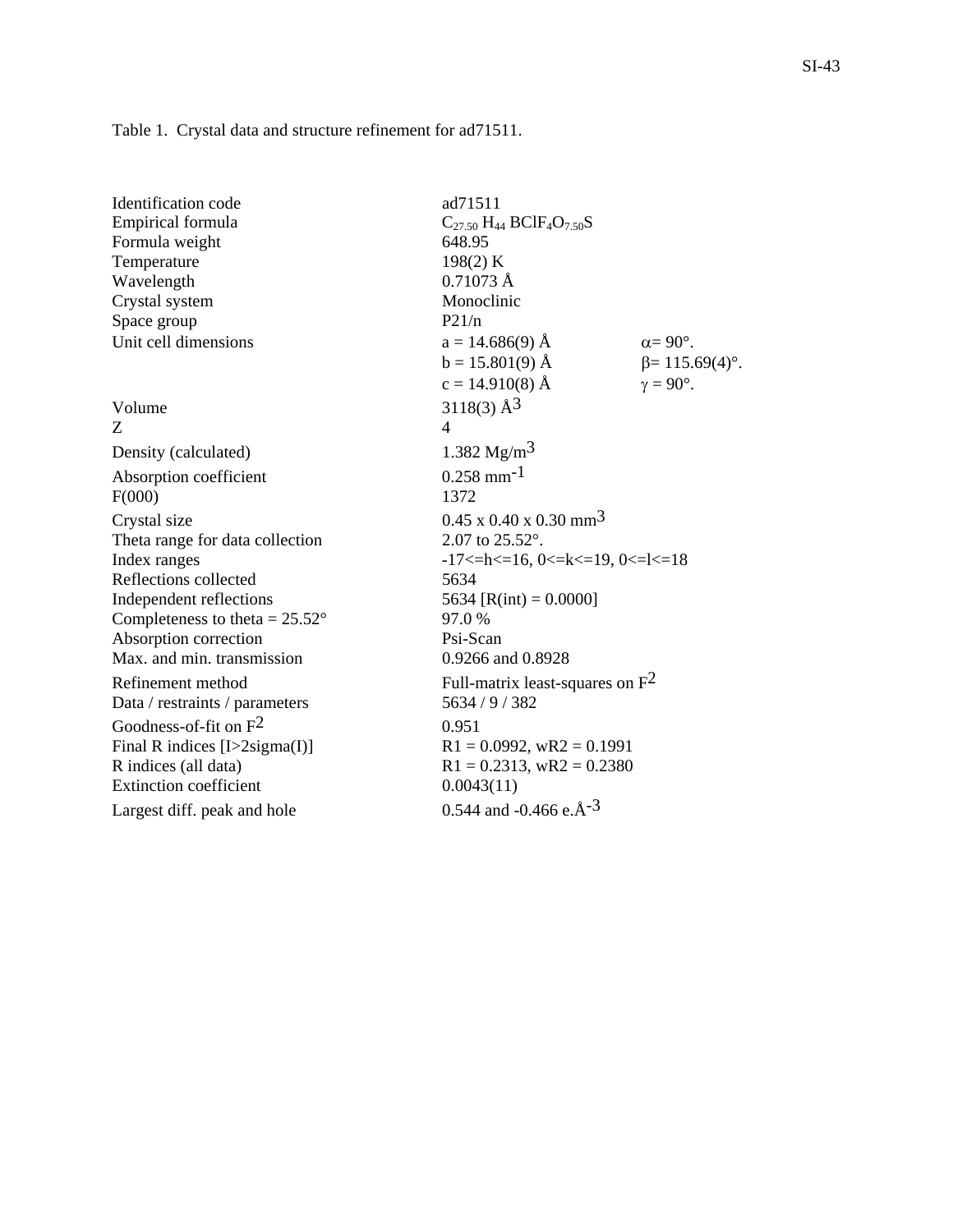Table 1. Crystal data and structure refinement for ad71511.

| | | |
|---|---|---|
| Identification code | ad71511 | |
| Empirical formula | $C_{27.50}$ $H_{44}$ $BClF_4O_{7.50}S$ | |
| Formula weight | 648.95 | |
| Temperature | 198(2) K | |
| Wavelength | 0.71073 Å | |
| Crystal system | Monoclinic | |
| Space group | P21/n | |
| Unit cell dimensions | a = 14.686(9) Å | $\alpha$= 90°. |
| | b = 15.801(9) Å | $\beta$= 115.69(4)°. |
| | c = 14.910(8) Å | $\gamma$ = 90°. |
| Volume | 3118(3) $Å^3$ | |
| Z | 4 | |
| Density (calculated) | 1.382 $Mg/m^3$ | |
| Absorption coefficient | 0.258 $mm^{-1}$ | |
| F(000) | 1372 | |
| Crystal size | 0.45 x 0.40 x 0.30 $mm^3$ | |
| Theta range for data collection | 2.07 to 25.52°. | |
| Index ranges | -17<=h<=16, 0<=k<=19, 0<=l<=18 | |
| Reflections collected | 5634 | |
| Independent reflections | 5634 [R(int) = 0.0000] | |
| Completeness to theta = 25.52° | 97.0 % | |
| Absorption correction | Psi-Scan | |
| Max. and min. transmission | 0.9266 and 0.8928 | |
| Refinement method | Full-matrix least-squares on $F^2$ | |
| Data / restraints / parameters | 5634 / 9 / 382 | |
| Goodness-of-fit on $F^2$ | 0.951 | |
| Final R indices [I>2sigma(I)] | R1 = 0.0992, wR2 = 0.1991 | |
| R indices (all data) | R1 = 0.2313, wR2 = 0.2380 | |
| Extinction coefficient | 0.0043(11) | |
| Largest diff. peak and hole | 0.544 and -0.466 e.$Å^{-3}$ | |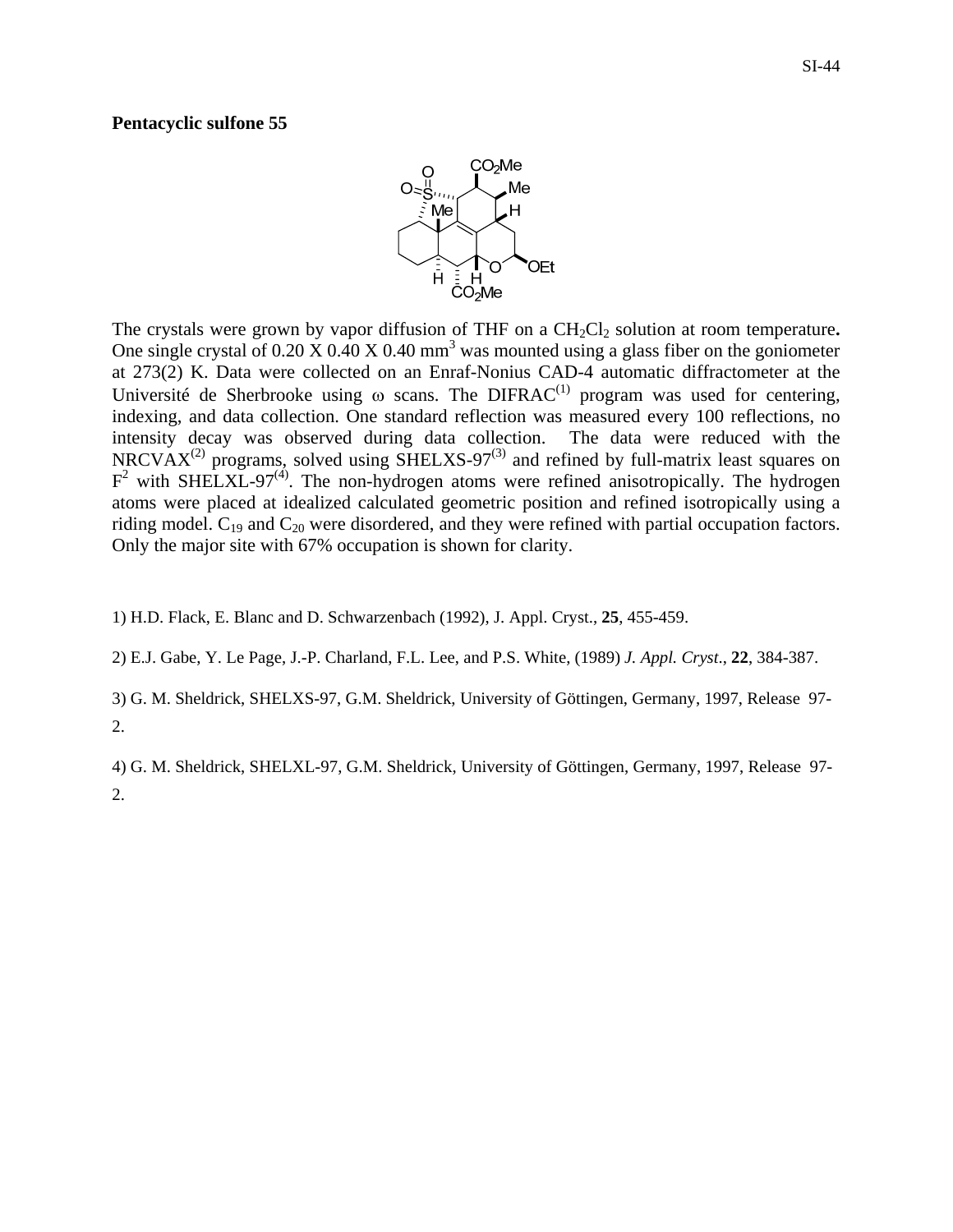**Pentacyclic sulfone 55**

The crystals were grown by vapor diffusion of THF on a $CH_2Cl_2$ solution at room temperature**.** One single crystal of 0.20 X 0.40 X 0.40 $mm^3$ was mounted using a glass fiber on the goniometer at 273(2) K. Data were collected on an Enraf-Nonius CAD-4 automatic diffractometer at the Université de Sherbrooke using ω scans. The DIFRAC[1] program was used for centering, indexing, and data collection. One standard reflection was measured every 100 reflections, no intensity decay was observed during data collection. The data were reduced with the NRCVAX[2] programs, solved using SHELXS-97[3] and refined by full-matrix least squares on $F^2$ with SHELXL-97[4]. The non-hydrogen atoms were refined anisotropically. The hydrogen atoms were placed at idealized calculated geometric position and refined isotropically using a riding model. $C_{19}$ and $C_{20}$ were disordered, and they were refined with partial occupation factors. Only the major site with 67% occupation is shown for clarity.

1) H.D. Flack, E. Blanc and D. Schwarzenbach (1992), J. Appl. Cryst., **25**, 455-459.

2) E.J. Gabe, Y. Le Page, J.-P. Charland, F.L. Lee, and P.S. White, (1989) *J. Appl. Cryst*., **22**, 384-387.

3) G. M. Sheldrick, SHELXS-97, G.M. Sheldrick, University of Göttingen, Germany, 1997, Release 97-2.

4) G. M. Sheldrick, SHELXL-97, G.M. Sheldrick, University of Göttingen, Germany, 1997, Release 97-2.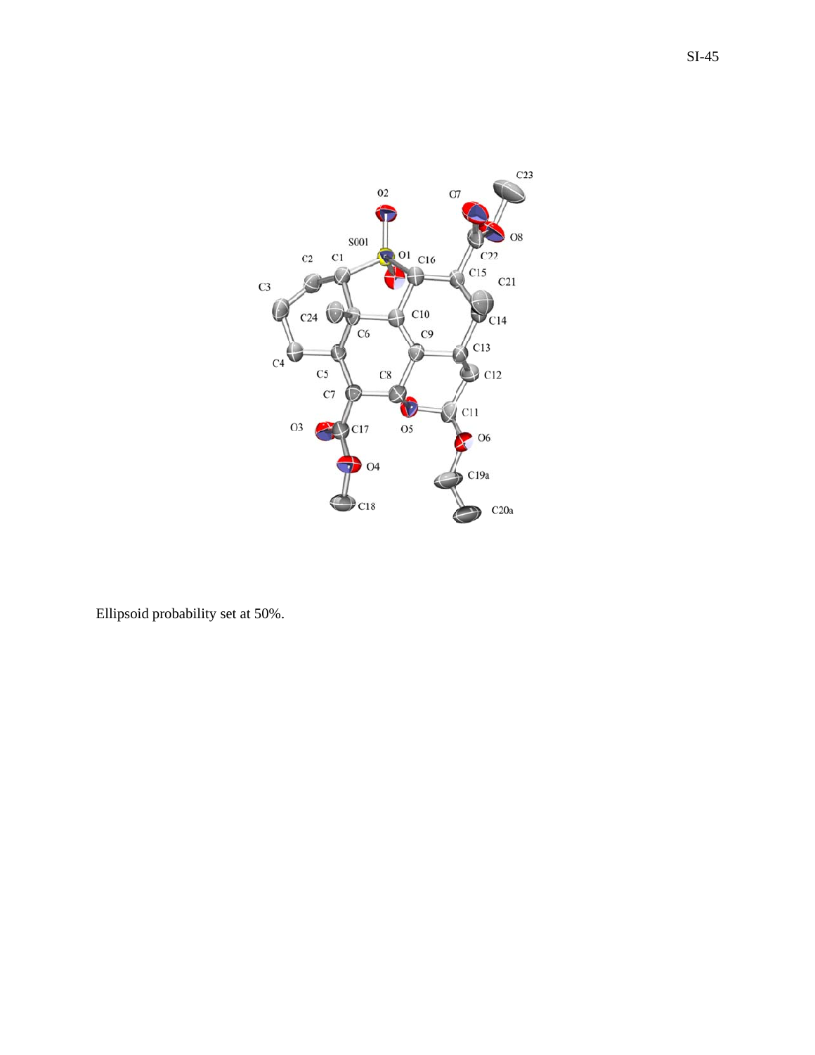Ellipsoid probability set at 50%.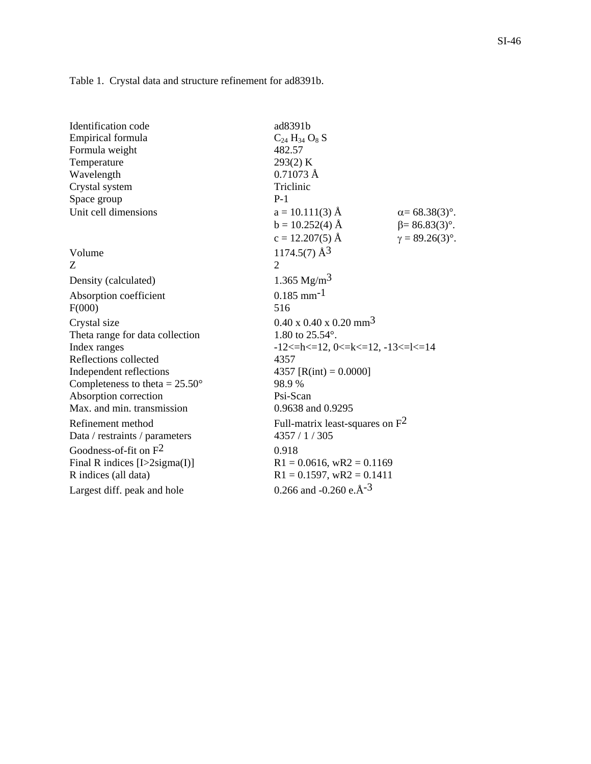Table 1. Crystal data and structure refinement for ad8391b.

| | | |
|---|---|---|
| Identification code | ad8391b | |
| Empirical formula | $C_{24} H_{34} O_8 S$ | |
| Formula weight | 482.57 | |
| Temperature | 293(2) K | |
| Wavelength | 0.71073 Å | |
| Crystal system | Triclinic | |
| Space group | P-1 | |
| Unit cell dimensions | a = 10.111(3) Å | $\alpha$= 68.38(3)°. |
| | b = 10.252(4) Å | $\beta$= 86.83(3)°. |
| | c = 12.207(5) Å | $\gamma$ = 89.26(3)°. |
| Volume | 1174.5(7) Å$^3$ | |
| Z | 2 | |
| Density (calculated) | 1.365 Mg/m$^3$ | |
| Absorption coefficient | 0.185 mm$^{-1}$ | |
| F(000) | 516 | |
| Crystal size | 0.40 x 0.40 x 0.20 mm$^3$ | |
| Theta range for data collection | 1.80 to 25.54°. | |
| Index ranges | -12<=h<=12, 0<=k<=12, -13<=l<=14 | |
| Reflections collected | 4357 | |
| Independent reflections | 4357 [R(int) = 0.0000] | |
| Completeness to theta = 25.50° | 98.9 % | |
| Absorption correction | Psi-Scan | |
| Max. and min. transmission | 0.9638 and 0.9295 | |
| Refinement method | Full-matrix least-squares on F$^2$ | |
| Data / restraints / parameters | 4357 / 1 / 305 | |
| Goodness-of-fit on F$^2$ | 0.918 | |
| Final R indices [I>2sigma(I)] | R1 = 0.0616, wR2 = 0.1169 | |
| R indices (all data) | R1 = 0.1597, wR2 = 0.1411 | |
| Largest diff. peak and hole | 0.266 and -0.260 e.Å$^{-3}$ | |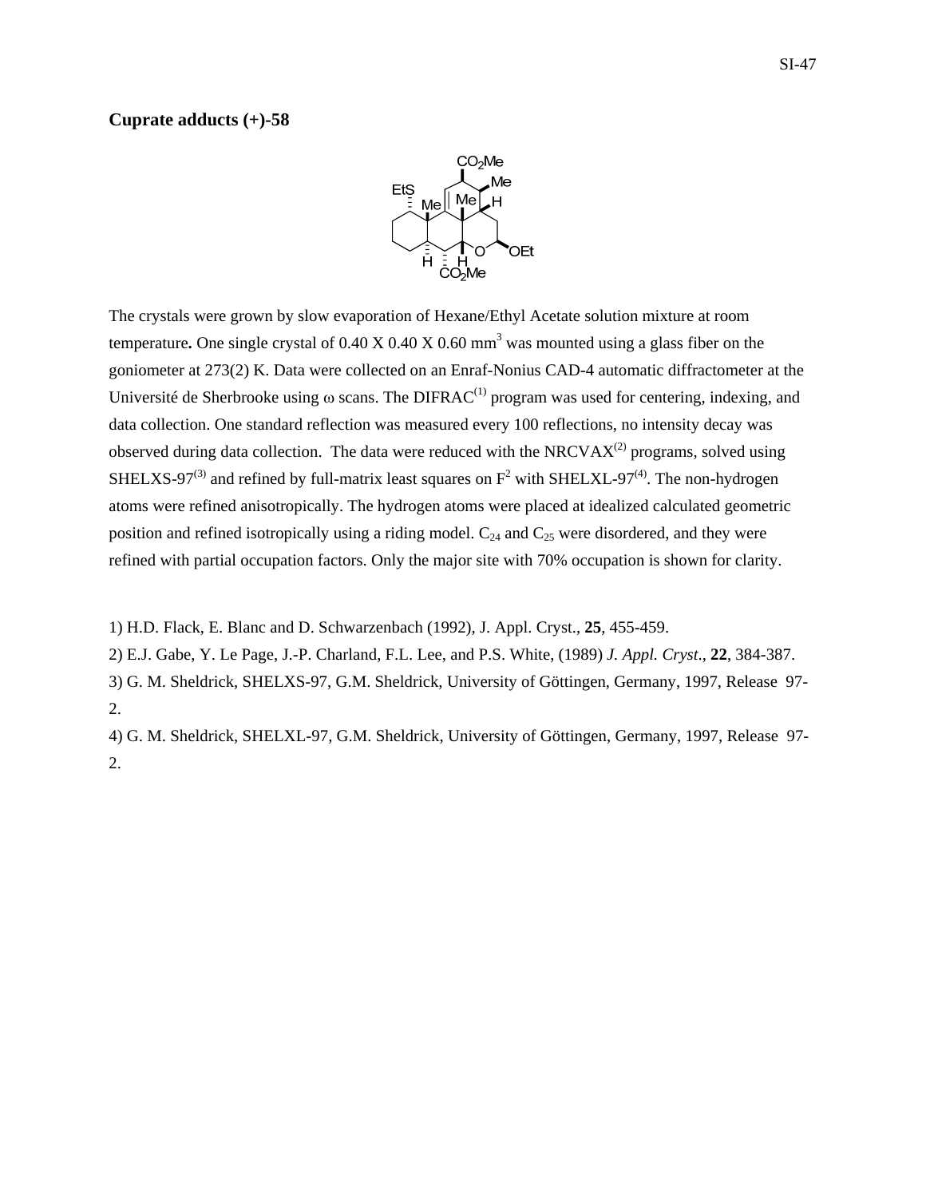### Cuprate adducts (+)-58

The crystals were grown by slow evaporation of Hexane/Ethyl Acetate solution mixture at room temperature. One single crystal of 0.40 X 0.40 X 0.60 mm$^3$ was mounted using a glass fiber on the goniometer at 273(2) K. Data were collected on an Enraf-Nonius CAD-4 automatic diffractometer at the Université de Sherbrooke using ω scans. The DIFRAC[1] program was used for centering, indexing, and data collection. One standard reflection was measured every 100 reflections, no intensity decay was observed during data collection. The data were reduced with the NRCVAX[2] programs, solved using SHELXS-97[3] and refined by full-matrix least squares on $F^2$ with SHELXL-97[4]. The non-hydrogen atoms were refined anisotropically. The hydrogen atoms were placed at idealized calculated geometric position and refined isotropically using a riding model. $C_{24}$ and $C_{25}$ were disordered, and they were refined with partial occupation factors. Only the major site with 70% occupation is shown for clarity.

1) H.D. Flack, E. Blanc and D. Schwarzenbach (1992), J. Appl. Cryst., **25**, 455-459.

2) E.J. Gabe, Y. Le Page, J.-P. Charland, F.L. Lee, and P.S. White, (1989) *J. Appl. Cryst*., **22**, 384-387.

3) G. M. Sheldrick, SHELXS-97, G.M. Sheldrick, University of Göttingen, Germany, 1997, Release 97-2.

4) G. M. Sheldrick, SHELXL-97, G.M. Sheldrick, University of Göttingen, Germany, 1997, Release 97-2.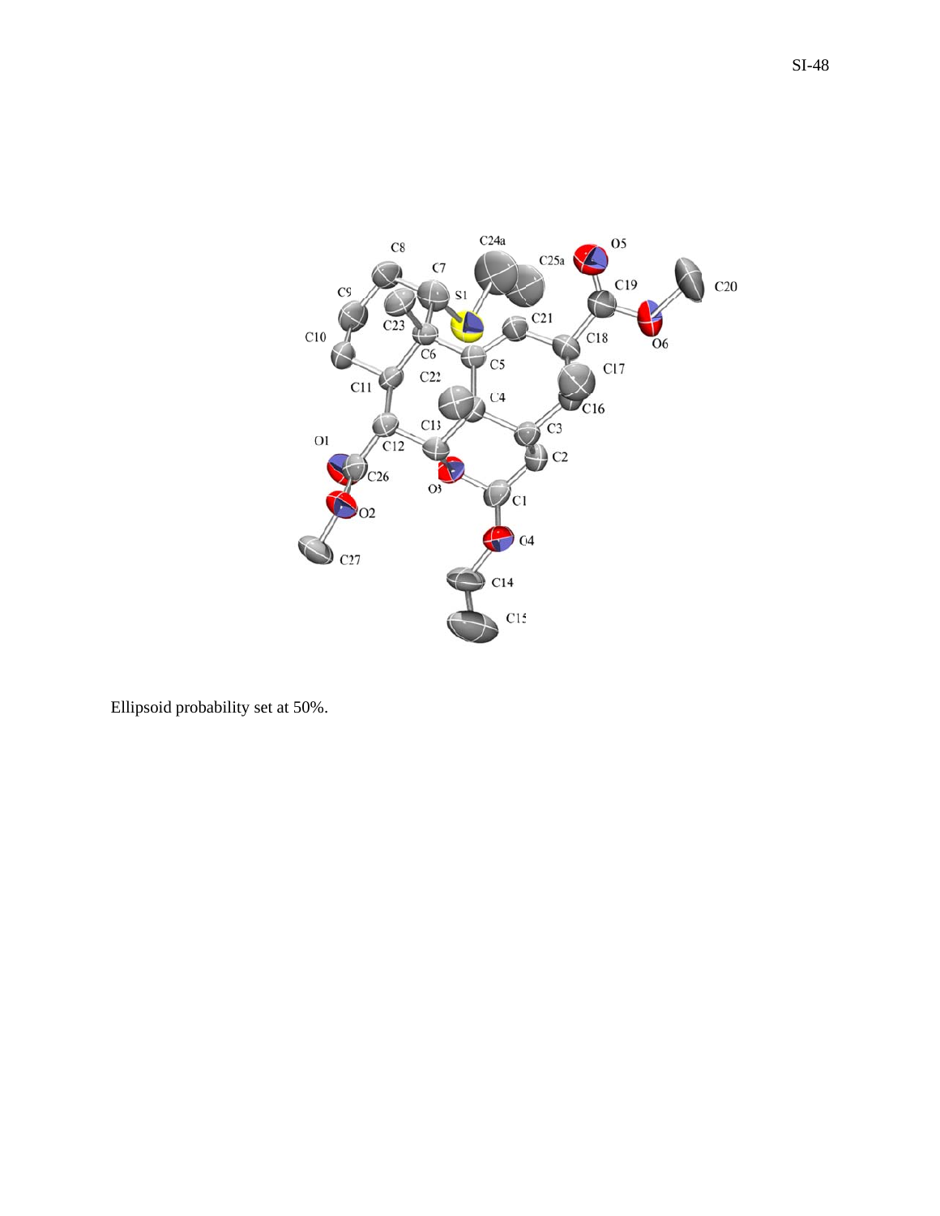C8

C7

C24a

O5

C25a

C9

S1

C19

C20

C23

C21

C10

C6

C18

C5

O6

C22

C17

C11

C4

C16

C13

C3

O1

C12

C2

C26

O3

O2

C1

C27

O4

C14

C15

Ellipsoid probability set at 50%.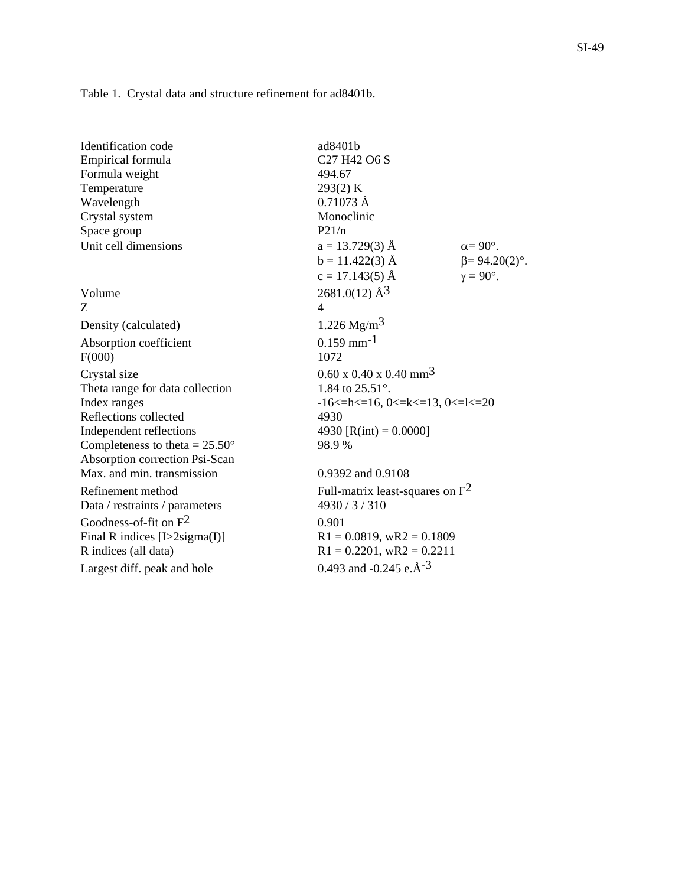Table 1. Crystal data and structure refinement for ad8401b.

| | | |
|---|---|---|
| Identification code | ad8401b | |
| Empirical formula | C27 H42 O6 S | |
| Formula weight | 494.67 | |
| Temperature | 293(2) K | |
| Wavelength | 0.71073 Å | |
| Crystal system | Monoclinic | |
| Space group | P21/n | |
| Unit cell dimensions | a = 13.729(3) Å | $\alpha$= 90°. |
| | b = 11.422(3) Å | $\beta$= 94.20(2)°. |
| | c = 17.143(5) Å | $\gamma$ = 90°. |
| Volume | 2681.0(12) Å$^3$ | |
| Z | 4 | |
| Density (calculated) | 1.226 Mg/m$^3$ | |
| Absorption coefficient | 0.159 mm$^{-1}$ | |
| F(000) | 1072 | |
| Crystal size | 0.60 x 0.40 x 0.40 mm$^3$ | |
| Theta range for data collection | 1.84 to 25.51°. | |
| Index ranges | -16<=h<=16, 0<=k<=13, 0<=l<=20 | |
| Reflections collected | 4930 | |
| Independent reflections | 4930 [R(int) = 0.0000] | |
| Completeness to theta = 25.50° | 98.9 % | |
| Absorption correction Psi-Scan | | |
| Max. and min. transmission | 0.9392 and 0.9108 | |
| Refinement method | Full-matrix least-squares on F$^2$ | |
| Data / restraints / parameters | 4930 / 3 / 310 | |
| Goodness-of-fit on F$^2$ | 0.901 | |
| Final R indices [I>2sigma(I)] | R1 = 0.0819, wR2 = 0.1809 | |
| R indices (all data) | R1 = 0.2201, wR2 = 0.2211 | |
| Largest diff. peak and hole | 0.493 and -0.245 e.Å$^{-3}$ | |